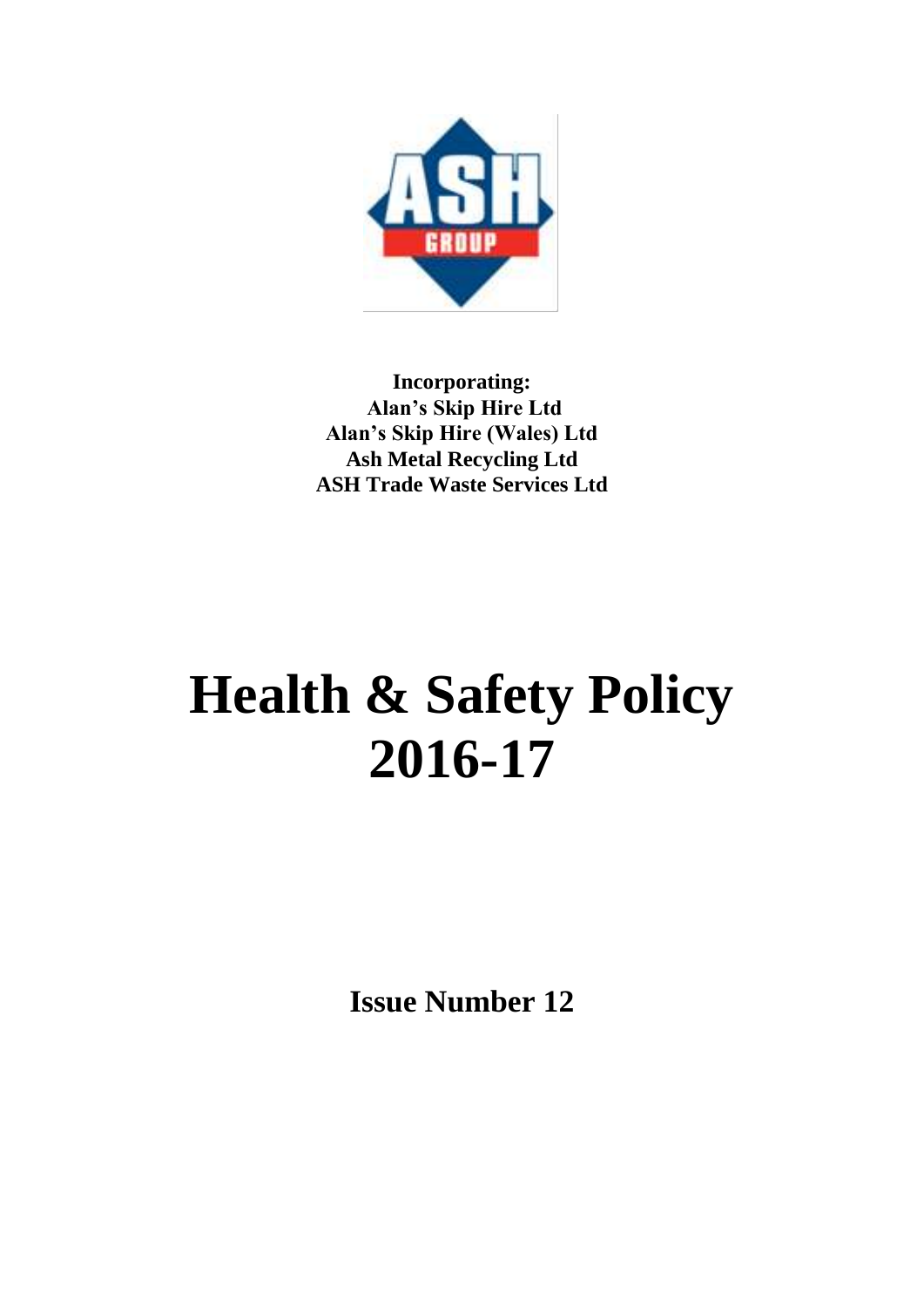**Incorporating:**
**Alan's Skip Hire Ltd**
**Alan's Skip Hire (Wales) Ltd**
**Ash Metal Recycling Ltd**
**ASH Trade Waste Services Ltd**

# Health & Safety Policy 2016-17

**Issue Number 12**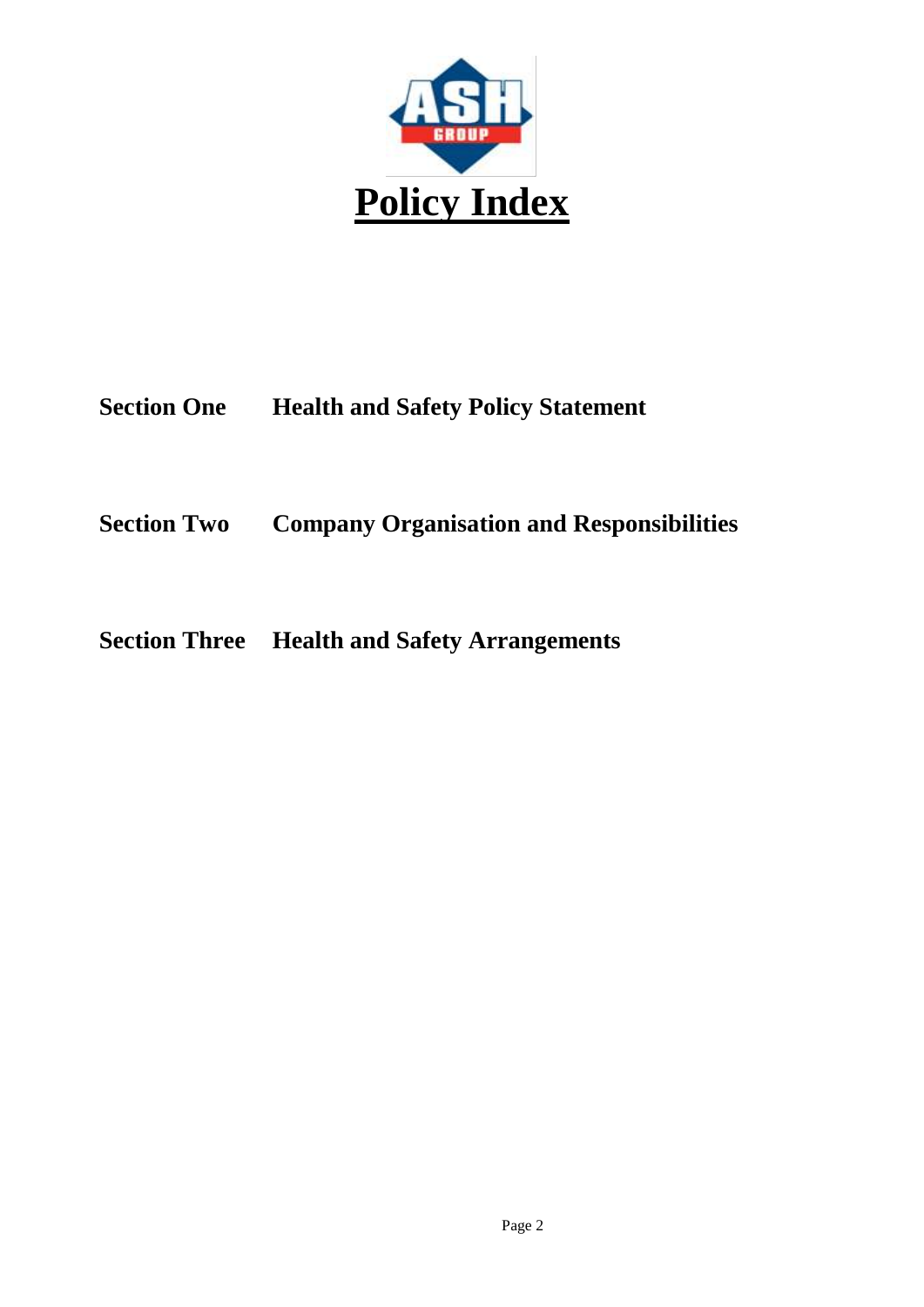# Policy Index

**Section One** **Health and Safety Policy Statement**

**Section Two** **Company Organisation and Responsibilities**

**Section Three** **Health and Safety Arrangements**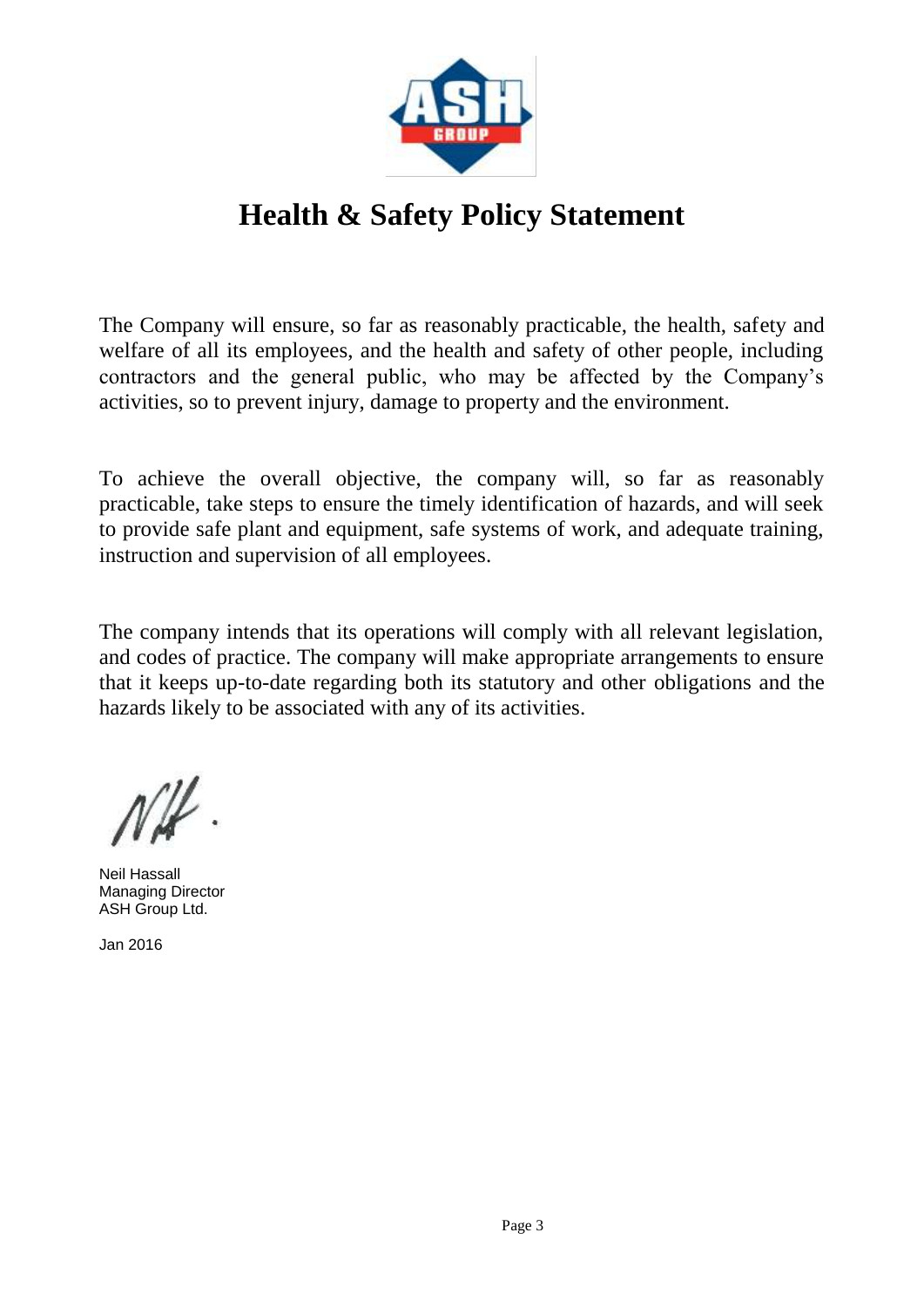# Health & Safety Policy Statement

The Company will ensure, so far as reasonably practicable, the health, safety and welfare of all its employees, and the health and safety of other people, including contractors and the general public, who may be affected by the Company's activities, so to prevent injury, damage to property and the environment.

To achieve the overall objective, the company will, so far as reasonably practicable, take steps to ensure the timely identification of hazards, and will seek to provide safe plant and equipment, safe systems of work, and adequate training, instruction and supervision of all employees.

The company intends that its operations will comply with all relevant legislation, and codes of practice. The company will make appropriate arrangements to ensure that it keeps up-to-date regarding both its statutory and other obligations and the hazards likely to be associated with any of its activities.

Neil Hassall
Managing Director
ASH Group Ltd.

Jan 2016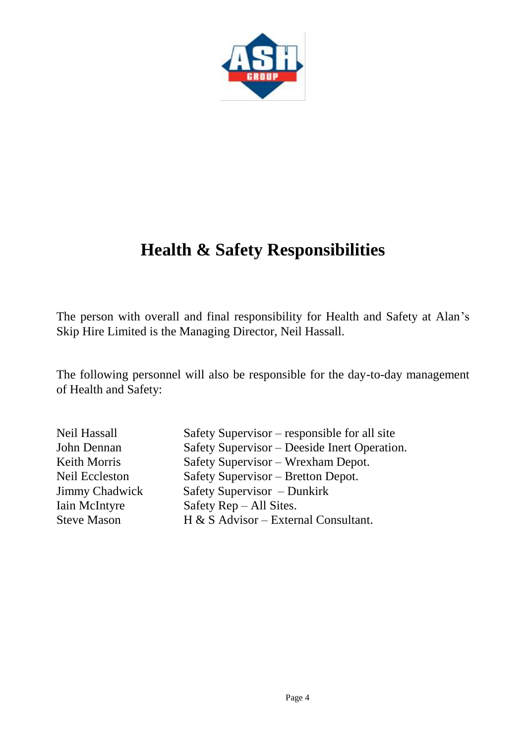# Health & Safety Responsibilities

The person with overall and final responsibility for Health and Safety at Alan's Skip Hire Limited is the Managing Director, Neil Hassall.

The following personnel will also be responsible for the day-to-day management of Health and Safety:

| | |
|---|---|
| Neil Hassall | Safety Supervisor – responsible for all site |
| John Dennan | Safety Supervisor – Deeside Inert Operation. |
| Keith Morris | Safety Supervisor – Wrexham Depot. |
| Neil Eccleston | Safety Supervisor – Bretton Depot. |
| Jimmy Chadwick | Safety Supervisor – Dunkirk |
| Iain McIntyre | Safety Rep – All Sites. |
| Steve Mason | H & S Advisor – External Consultant. |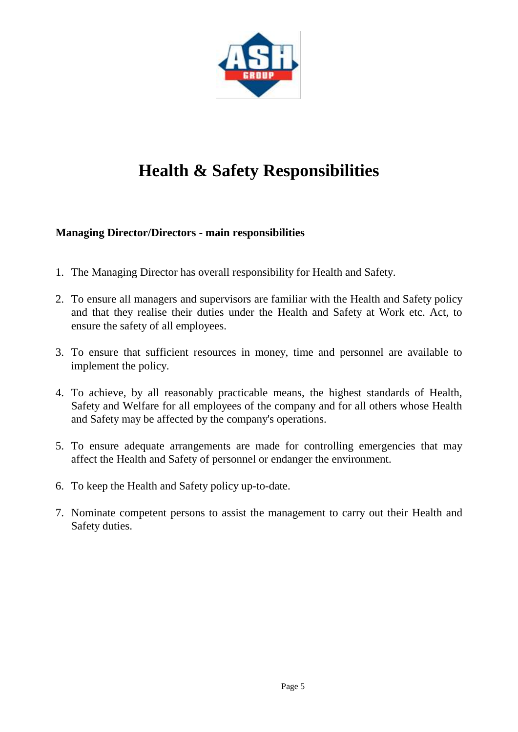# Health & Safety Responsibilities

**Managing Director/Directors - main responsibilities**

1. The Managing Director has overall responsibility for Health and Safety.
2. To ensure all managers and supervisors are familiar with the Health and Safety policy and that they realise their duties under the Health and Safety at Work etc. Act, to ensure the safety of all employees.
3. To ensure that sufficient resources in money, time and personnel are available to implement the policy.
4. To achieve, by all reasonably practicable means, the highest standards of Health, Safety and Welfare for all employees of the company and for all others whose Health and Safety may be affected by the company's operations.
5. To ensure adequate arrangements are made for controlling emergencies that may affect the Health and Safety of personnel or endanger the environment.
6. To keep the Health and Safety policy up-to-date.
7. Nominate competent persons to assist the management to carry out their Health and Safety duties.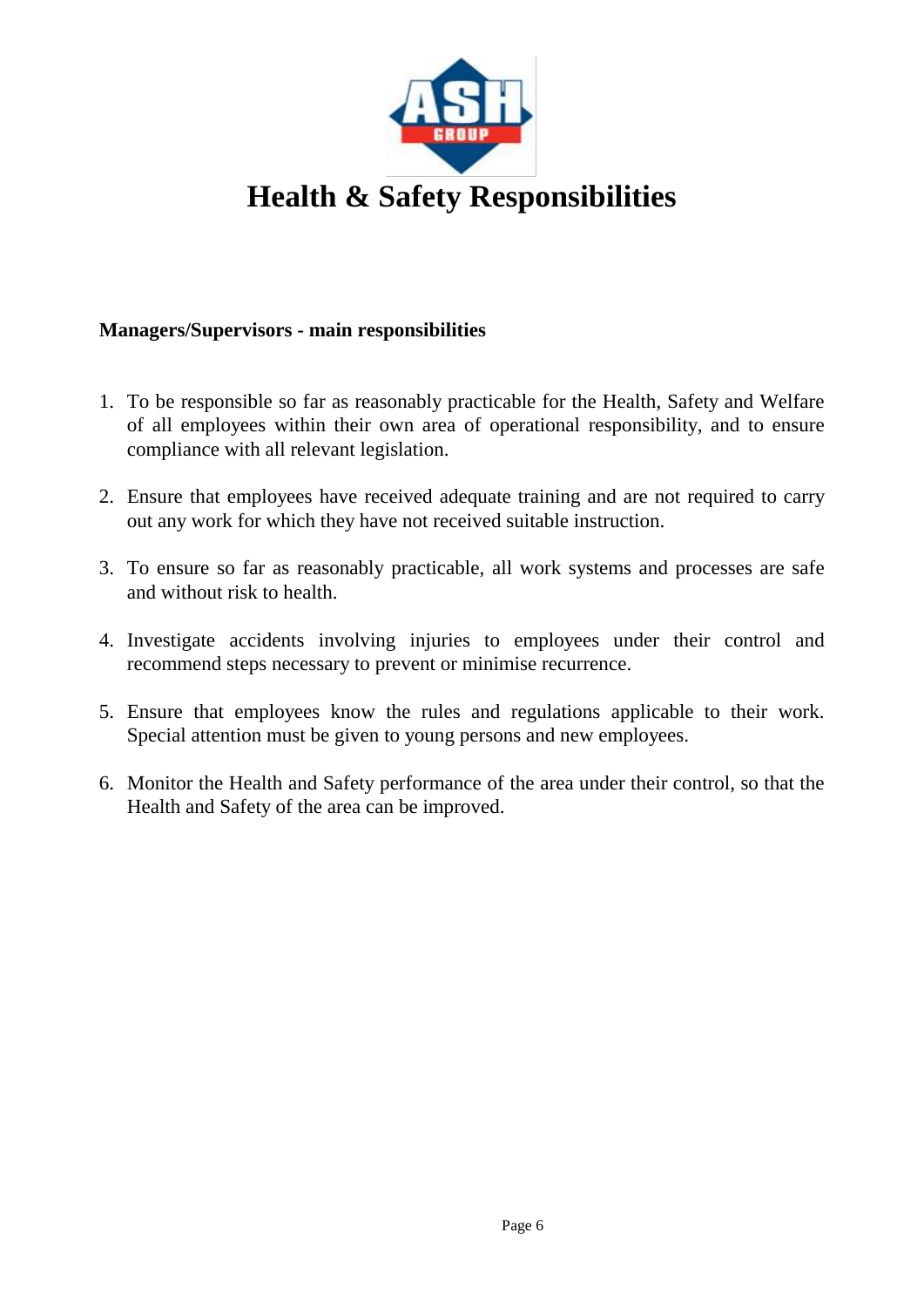# Health & Safety Responsibilities

**Managers/Supervisors - main responsibilities**

1. To be responsible so far as reasonably practicable for the Health, Safety and Welfare of all employees within their own area of operational responsibility, and to ensure compliance with all relevant legislation.

2. Ensure that employees have received adequate training and are not required to carry out any work for which they have not received suitable instruction.

3. To ensure so far as reasonably practicable, all work systems and processes are safe and without risk to health.

4. Investigate accidents involving injuries to employees under their control and recommend steps necessary to prevent or minimise recurrence.

5. Ensure that employees know the rules and regulations applicable to their work. Special attention must be given to young persons and new employees.

6. Monitor the Health and Safety performance of the area under their control, so that the Health and Safety of the area can be improved.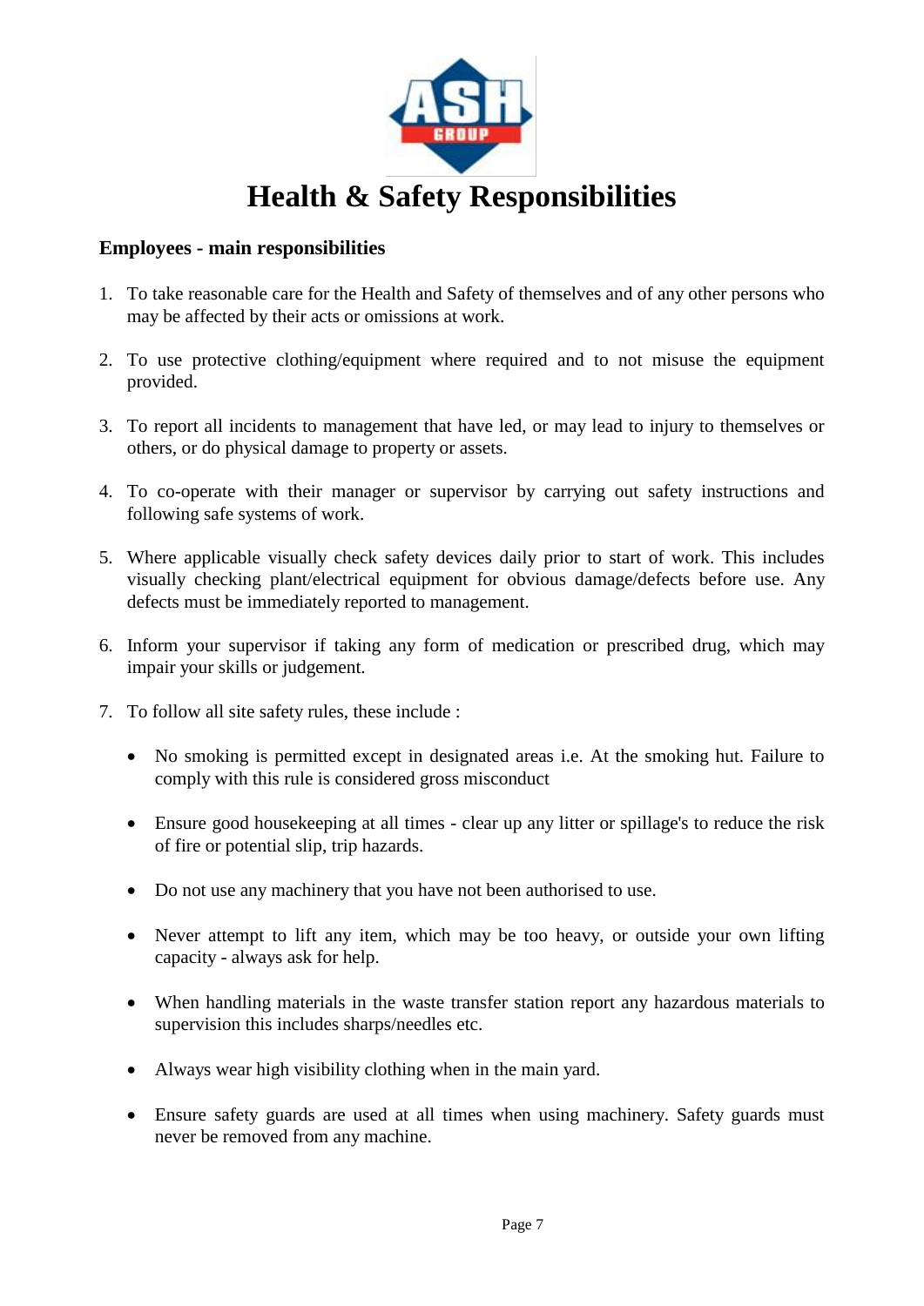# Health & Safety Responsibilities

## Employees - main responsibilities

1. To take reasonable care for the Health and Safety of themselves and of any other persons who may be affected by their acts or omissions at work.

2. To use protective clothing/equipment where required and to not misuse the equipment provided.

3. To report all incidents to management that have led, or may lead to injury to themselves or others, or do physical damage to property or assets.

4. To co-operate with their manager or supervisor by carrying out safety instructions and following safe systems of work.

5. Where applicable visually check safety devices daily prior to start of work. This includes visually checking plant/electrical equipment for obvious damage/defects before use. Any defects must be immediately reported to management.

6. Inform your supervisor if taking any form of medication or prescribed drug, which may impair your skills or judgement.

7. To follow all site safety rules, these include :

   - No smoking is permitted except in designated areas i.e. At the smoking hut. Failure to comply with this rule is considered gross misconduct

   - Ensure good housekeeping at all times - clear up any litter or spillage's to reduce the risk of fire or potential slip, trip hazards.

   - Do not use any machinery that you have not been authorised to use.

   - Never attempt to lift any item, which may be too heavy, or outside your own lifting capacity - always ask for help.

   - When handling materials in the waste transfer station report any hazardous materials to supervision this includes sharps/needles etc.

   - Always wear high visibility clothing when in the main yard.

   - Ensure safety guards are used at all times when using machinery. Safety guards must never be removed from any machine.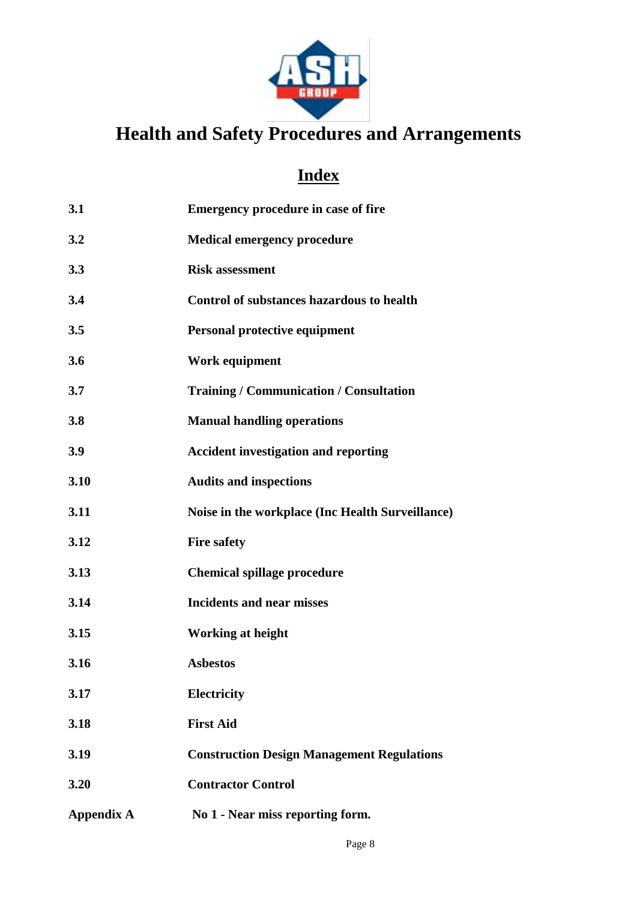# Health and Safety Procedures and Arrangements

## Index

| | |
|---|---|
| **3.1** | **Emergency procedure in case of fire** |
| **3.2** | **Medical emergency procedure** |
| **3.3** | **Risk assessment** |
| **3.4** | **Control of substances hazardous to health** |
| **3.5** | **Personal protective equipment** |
| **3.6** | **Work equipment** |
| **3.7** | **Training / Communication / Consultation** |
| **3.8** | **Manual handling operations** |
| **3.9** | **Accident investigation and reporting** |
| **3.10** | **Audits and inspections** |
| **3.11** | **Noise in the workplace (Inc Health Surveillance)** |
| **3.12** | **Fire safety** |
| **3.13** | **Chemical spillage procedure** |
| **3.14** | **Incidents and near misses** |
| **3.15** | **Working at height** |
| **3.16** | **Asbestos** |
| **3.17** | **Electricity** |
| **3.18** | **First Aid** |
| **3.19** | **Construction Design Management Regulations** |
| **3.20** | **Contractor Control** |
| **Appendix A** | **No 1 - Near miss reporting form.** |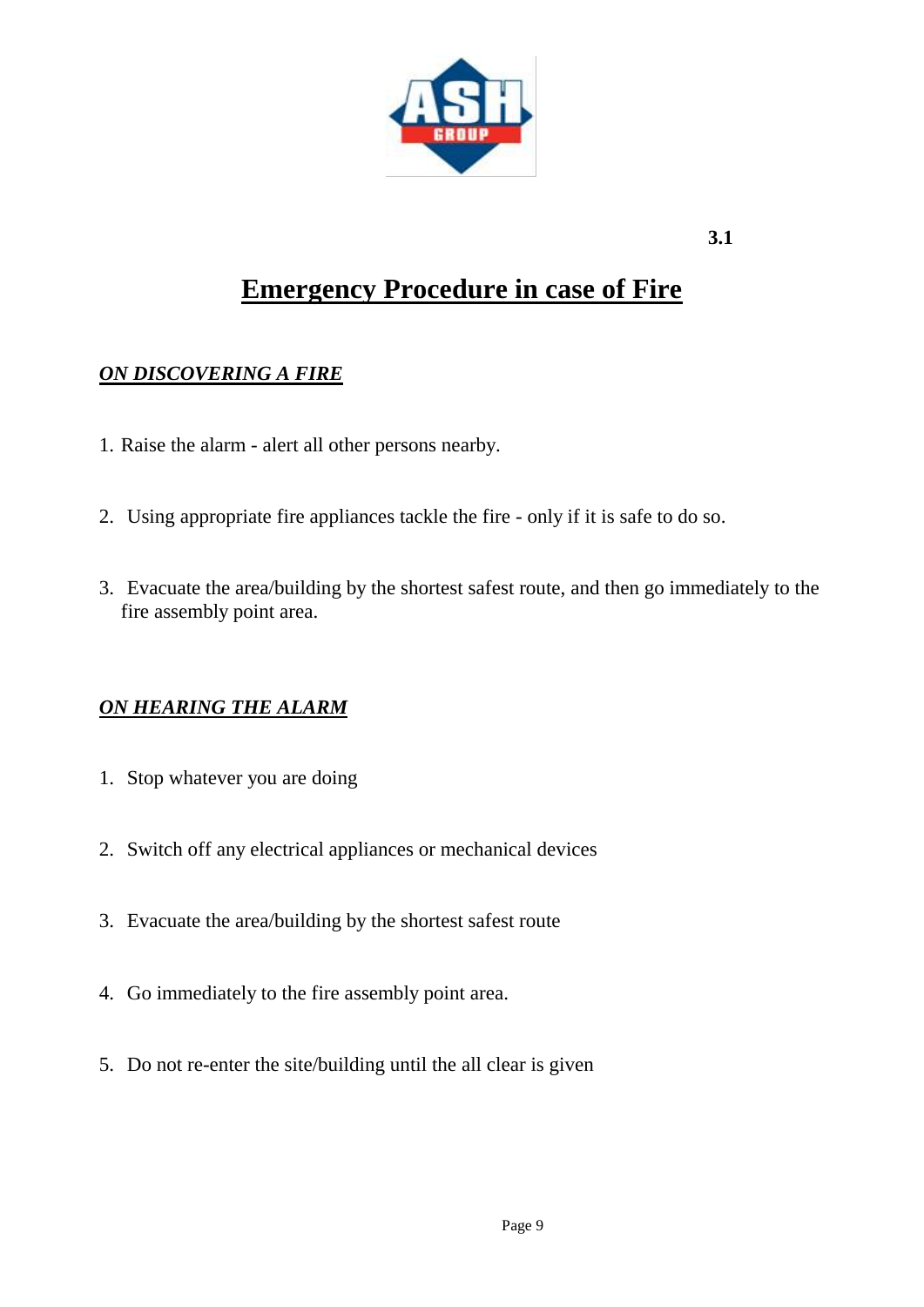3.1

# Emergency Procedure in case of Fire

## *ON DISCOVERING A FIRE*

1. Raise the alarm - alert all other persons nearby.

2. Using appropriate fire appliances tackle the fire - only if it is safe to do so.

3. Evacuate the area/building by the shortest safest route, and then go immediately to the fire assembly point area.

## *ON HEARING THE ALARM*

1. Stop whatever you are doing

2. Switch off any electrical appliances or mechanical devices

3. Evacuate the area/building by the shortest safest route

4. Go immediately to the fire assembly point area.

5. Do not re-enter the site/building until the all clear is given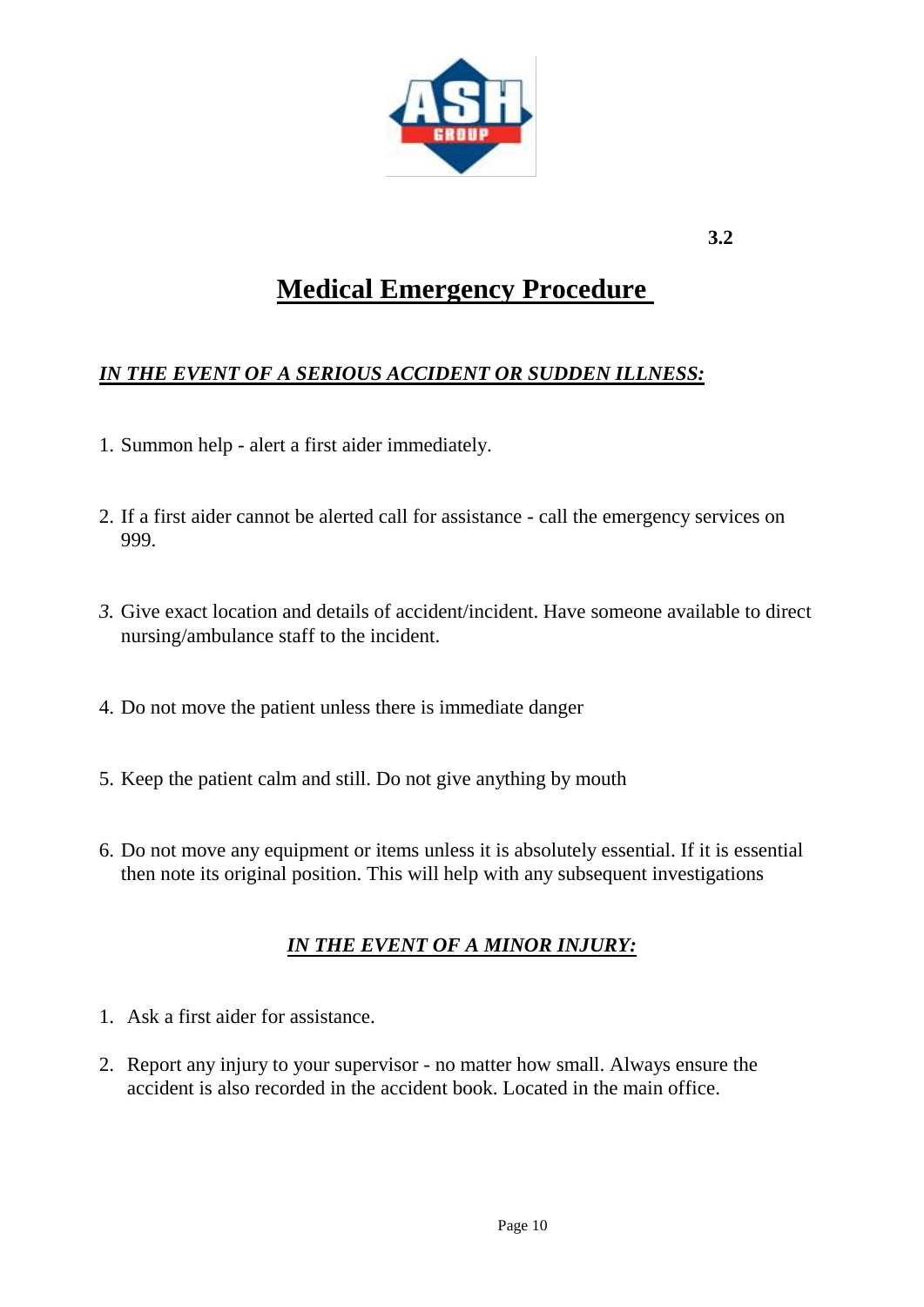3.2

# Medical Emergency Procedure

***IN THE EVENT OF A SERIOUS ACCIDENT OR SUDDEN ILLNESS:***

1. Summon help - alert a first aider immediately.

2. If a first aider cannot be alerted call for assistance - call the emergency services on 999.

3. Give exact location and details of accident/incident. Have someone available to direct nursing/ambulance staff to the incident.

4. Do not move the patient unless there is immediate danger

5. Keep the patient calm and still. Do not give anything by mouth

6. Do not move any equipment or items unless it is absolutely essential. If it is essential then note its original position. This will help with any subsequent investigations

***IN THE EVENT OF A MINOR INJURY:***

1. Ask a first aider for assistance.

2. Report any injury to your supervisor - no matter how small. Always ensure the accident is also recorded in the accident book. Located in the main office.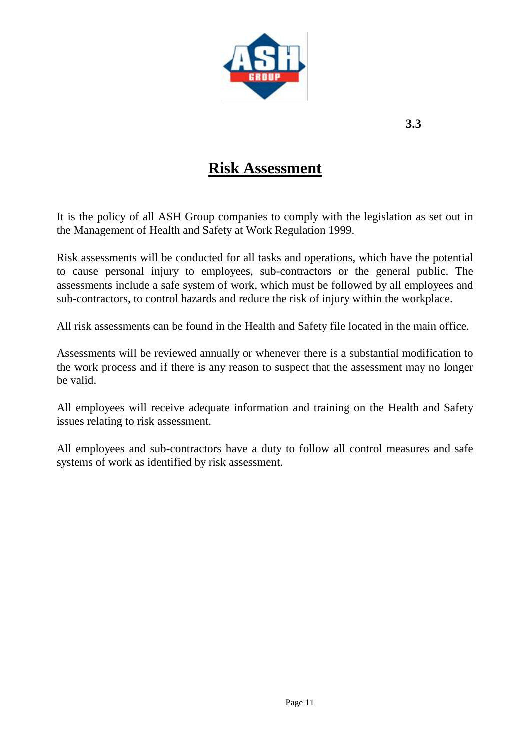3.3

# Risk Assessment

It is the policy of all ASH Group companies to comply with the legislation as set out in the Management of Health and Safety at Work Regulation 1999.

Risk assessments will be conducted for all tasks and operations, which have the potential to cause personal injury to employees, sub-contractors or the general public. The assessments include a safe system of work, which must be followed by all employees and sub-contractors, to control hazards and reduce the risk of injury within the workplace.

All risk assessments can be found in the Health and Safety file located in the main office.

Assessments will be reviewed annually or whenever there is a substantial modification to the work process and if there is any reason to suspect that the assessment may no longer be valid.

All employees will receive adequate information and training on the Health and Safety issues relating to risk assessment.

All employees and sub-contractors have a duty to follow all control measures and safe systems of work as identified by risk assessment.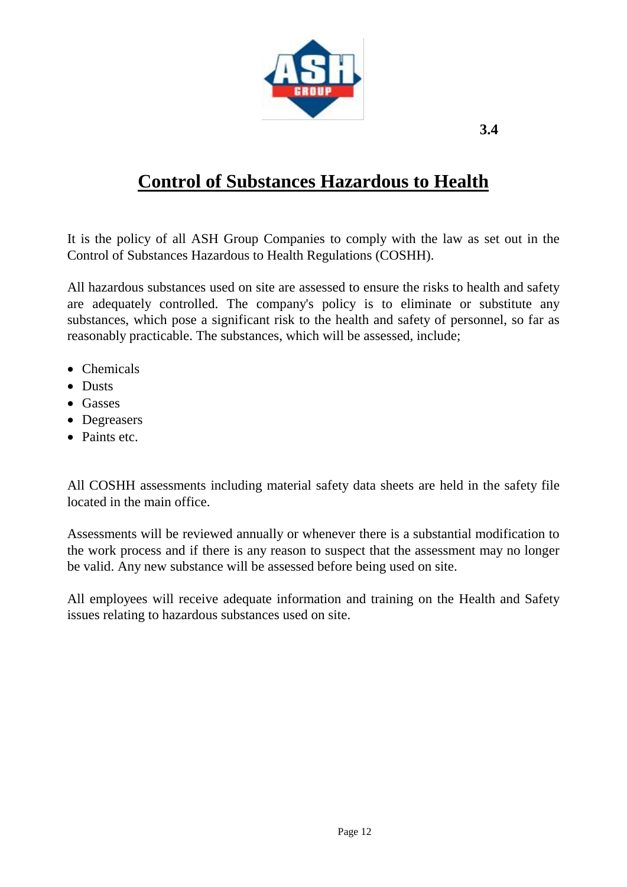3.4

# Control of Substances Hazardous to Health

It is the policy of all ASH Group Companies to comply with the law as set out in the Control of Substances Hazardous to Health Regulations (COSHH).

All hazardous substances used on site are assessed to ensure the risks to health and safety are adequately controlled. The company's policy is to eliminate or substitute any substances, which pose a significant risk to the health and safety of personnel, so far as reasonably practicable. The substances, which will be assessed, include;

- Chemicals
- Dusts
- Gasses
- Degreasers
- Paints etc.

All COSHH assessments including material safety data sheets are held in the safety file located in the main office.

Assessments will be reviewed annually or whenever there is a substantial modification to the work process and if there is any reason to suspect that the assessment may no longer be valid. Any new substance will be assessed before being used on site.

All employees will receive adequate information and training on the Health and Safety issues relating to hazardous substances used on site.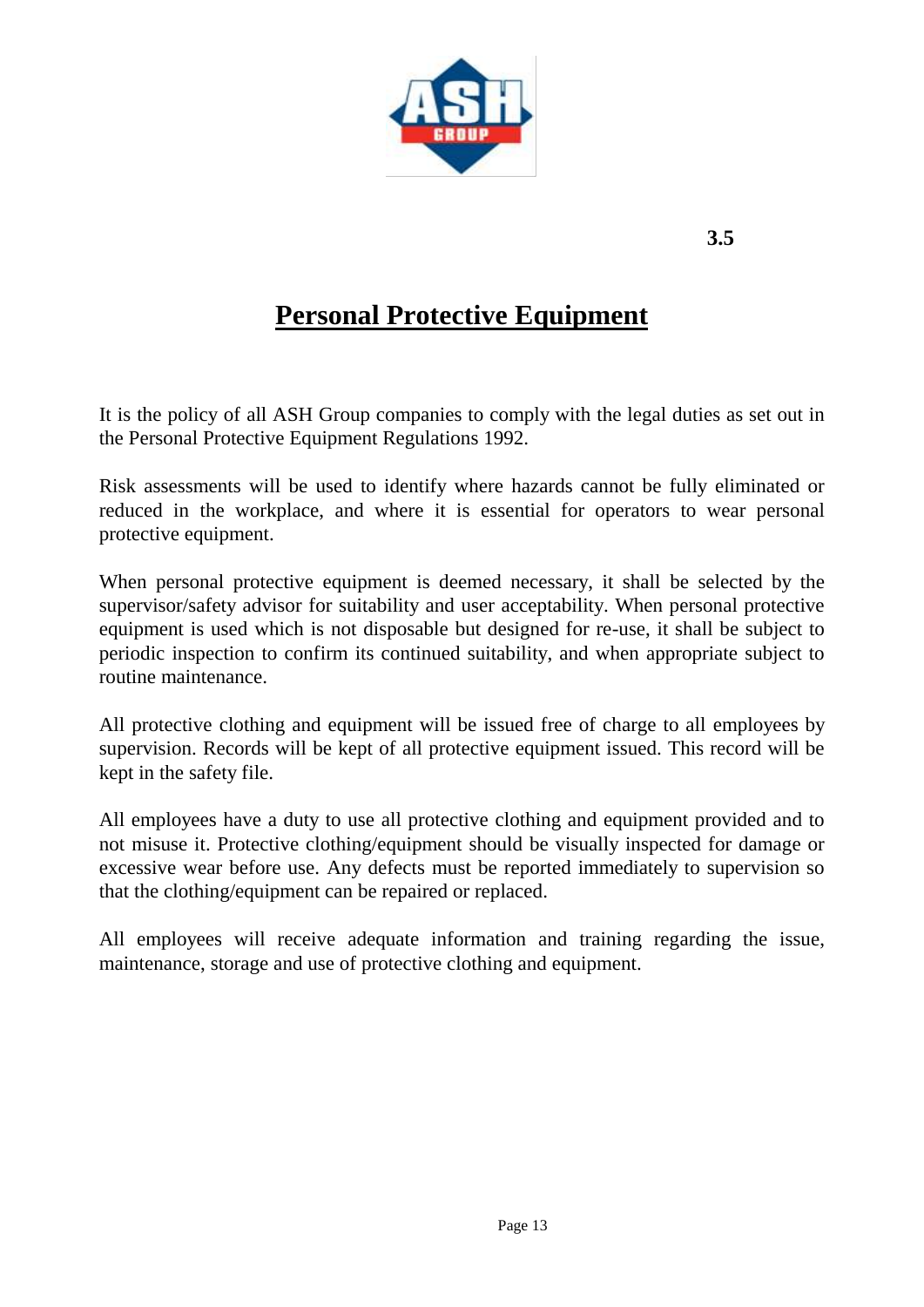3.5

# Personal Protective Equipment

It is the policy of all ASH Group companies to comply with the legal duties as set out in the Personal Protective Equipment Regulations 1992.

Risk assessments will be used to identify where hazards cannot be fully eliminated or reduced in the workplace, and where it is essential for operators to wear personal protective equipment.

When personal protective equipment is deemed necessary, it shall be selected by the supervisor/safety advisor for suitability and user acceptability. When personal protective equipment is used which is not disposable but designed for re-use, it shall be subject to periodic inspection to confirm its continued suitability, and when appropriate subject to routine maintenance.

All protective clothing and equipment will be issued free of charge to all employees by supervision. Records will be kept of all protective equipment issued. This record will be kept in the safety file.

All employees have a duty to use all protective clothing and equipment provided and to not misuse it. Protective clothing/equipment should be visually inspected for damage or excessive wear before use. Any defects must be reported immediately to supervision so that the clothing/equipment can be repaired or replaced.

All employees will receive adequate information and training regarding the issue, maintenance, storage and use of protective clothing and equipment.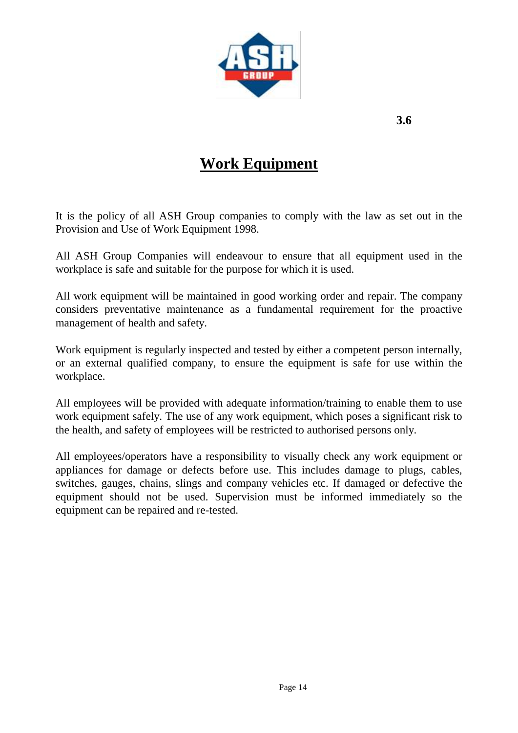3.6

# Work Equipment

It is the policy of all ASH Group companies to comply with the law as set out in the Provision and Use of Work Equipment 1998.

All ASH Group Companies will endeavour to ensure that all equipment used in the workplace is safe and suitable for the purpose for which it is used.

All work equipment will be maintained in good working order and repair. The company considers preventative maintenance as a fundamental requirement for the proactive management of health and safety.

Work equipment is regularly inspected and tested by either a competent person internally, or an external qualified company, to ensure the equipment is safe for use within the workplace.

All employees will be provided with adequate information/training to enable them to use work equipment safely. The use of any work equipment, which poses a significant risk to the health, and safety of employees will be restricted to authorised persons only.

All employees/operators have a responsibility to visually check any work equipment or appliances for damage or defects before use. This includes damage to plugs, cables, switches, gauges, chains, slings and company vehicles etc. If damaged or defective the equipment should not be used. Supervision must be informed immediately so the equipment can be repaired and re-tested.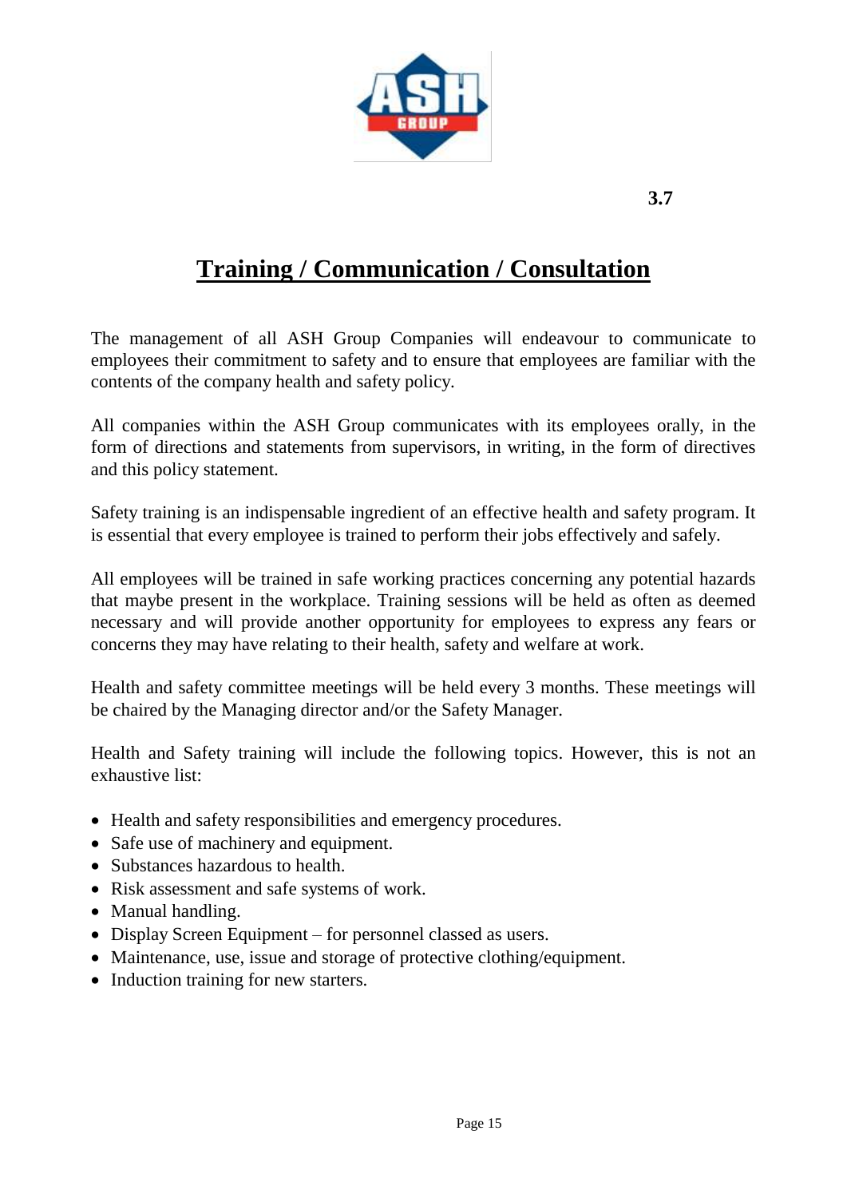**3.7**

# Training / Communication / Consultation

The management of all ASH Group Companies will endeavour to communicate to employees their commitment to safety and to ensure that employees are familiar with the contents of the company health and safety policy.

All companies within the ASH Group communicates with its employees orally, in the form of directions and statements from supervisors, in writing, in the form of directives and this policy statement.

Safety training is an indispensable ingredient of an effective health and safety program. It is essential that every employee is trained to perform their jobs effectively and safely.

All employees will be trained in safe working practices concerning any potential hazards that maybe present in the workplace. Training sessions will be held as often as deemed necessary and will provide another opportunity for employees to express any fears or concerns they may have relating to their health, safety and welfare at work.

Health and safety committee meetings will be held every 3 months. These meetings will be chaired by the Managing director and/or the Safety Manager.

Health and Safety training will include the following topics. However, this is not an exhaustive list:

- Health and safety responsibilities and emergency procedures.
- Safe use of machinery and equipment.
- Substances hazardous to health.
- Risk assessment and safe systems of work.
- Manual handling.
- Display Screen Equipment – for personnel classed as users.
- Maintenance, use, issue and storage of protective clothing/equipment.
- Induction training for new starters.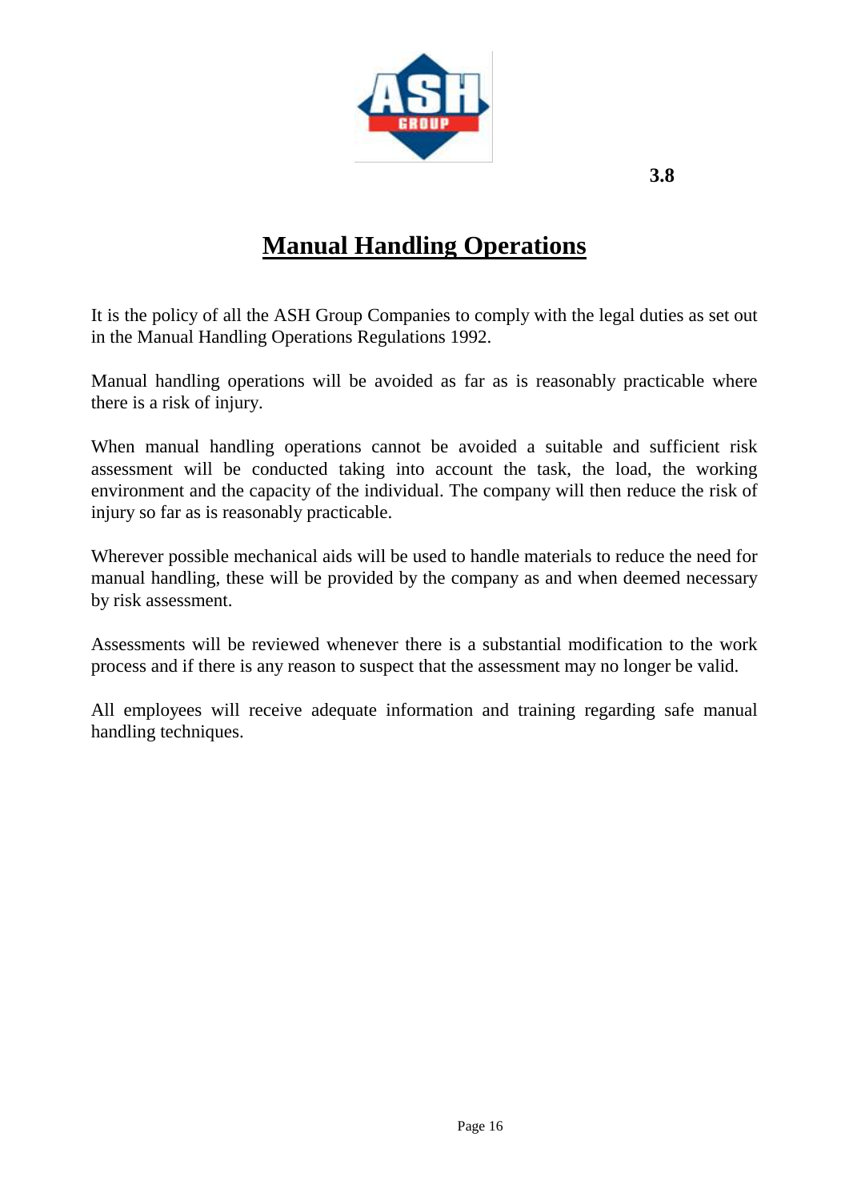**3.8**

# Manual Handling Operations

It is the policy of all the ASH Group Companies to comply with the legal duties as set out in the Manual Handling Operations Regulations 1992.

Manual handling operations will be avoided as far as is reasonably practicable where there is a risk of injury.

When manual handling operations cannot be avoided a suitable and sufficient risk assessment will be conducted taking into account the task, the load, the working environment and the capacity of the individual. The company will then reduce the risk of injury so far as is reasonably practicable.

Wherever possible mechanical aids will be used to handle materials to reduce the need for manual handling, these will be provided by the company as and when deemed necessary by risk assessment.

Assessments will be reviewed whenever there is a substantial modification to the work process and if there is any reason to suspect that the assessment may no longer be valid.

All employees will receive adequate information and training regarding safe manual handling techniques.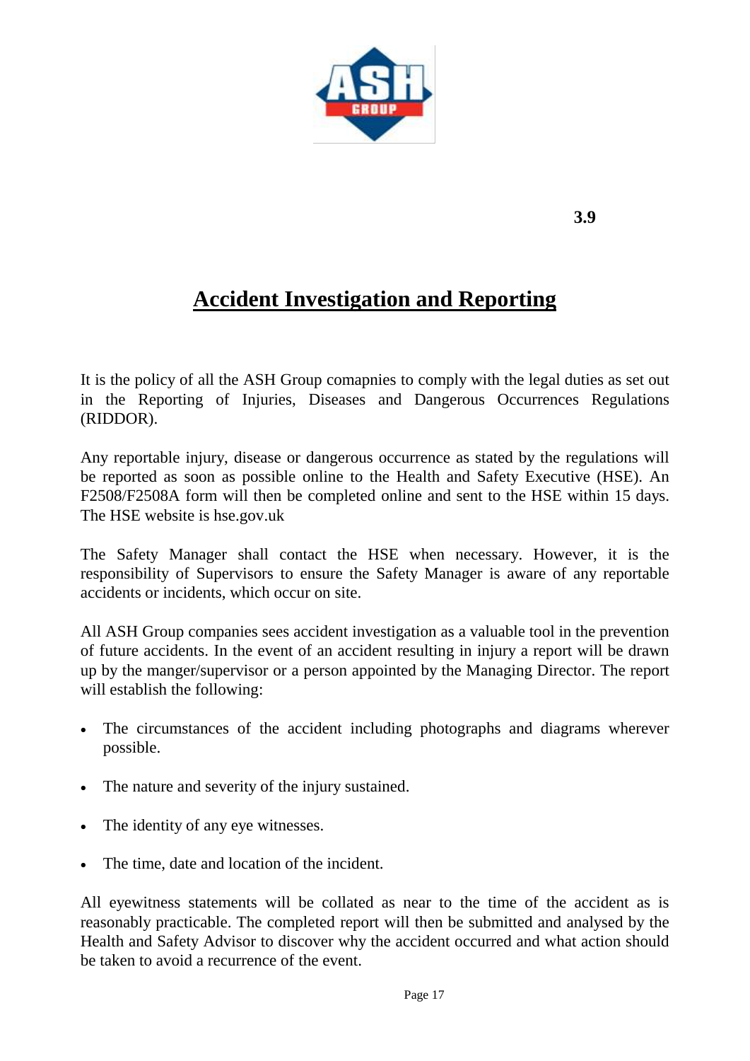**3.9**

# Accident Investigation and Reporting

It is the policy of all the ASH Group comapnies to comply with the legal duties as set out in the Reporting of Injuries, Diseases and Dangerous Occurrences Regulations (RIDDOR).

Any reportable injury, disease or dangerous occurrence as stated by the regulations will be reported as soon as possible online to the Health and Safety Executive (HSE). An F2508/F2508A form will then be completed online and sent to the HSE within 15 days. The HSE website is hse.gov.uk

The Safety Manager shall contact the HSE when necessary. However, it is the responsibility of Supervisors to ensure the Safety Manager is aware of any reportable accidents or incidents, which occur on site.

All ASH Group companies sees accident investigation as a valuable tool in the prevention of future accidents. In the event of an accident resulting in injury a report will be drawn up by the manger/supervisor or a person appointed by the Managing Director. The report will establish the following:

- The circumstances of the accident including photographs and diagrams wherever possible.
- The nature and severity of the injury sustained.
- The identity of any eye witnesses.
- The time, date and location of the incident.

All eyewitness statements will be collated as near to the time of the accident as is reasonably practicable. The completed report will then be submitted and analysed by the Health and Safety Advisor to discover why the accident occurred and what action should be taken to avoid a recurrence of the event.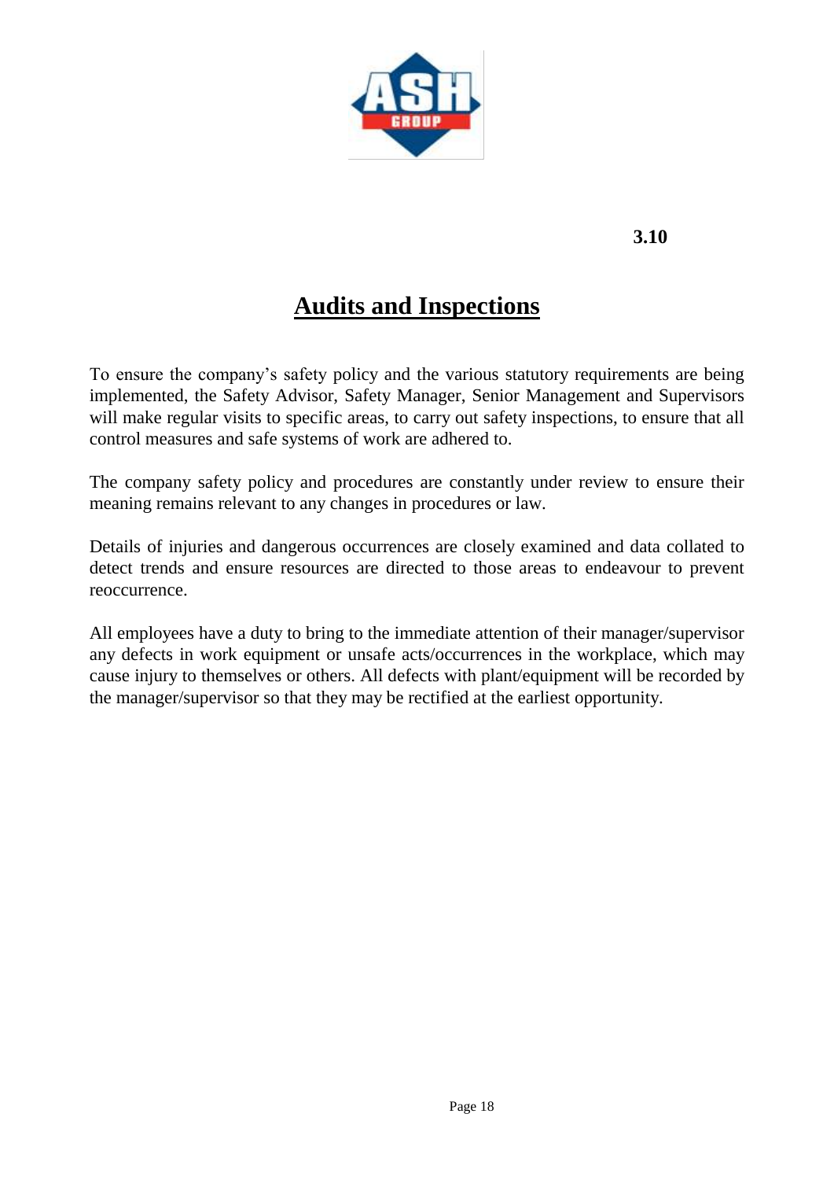**3.10**

# Audits and Inspections

To ensure the company's safety policy and the various statutory requirements are being implemented, the Safety Advisor, Safety Manager, Senior Management and Supervisors will make regular visits to specific areas, to carry out safety inspections, to ensure that all control measures and safe systems of work are adhered to.

The company safety policy and procedures are constantly under review to ensure their meaning remains relevant to any changes in procedures or law.

Details of injuries and dangerous occurrences are closely examined and data collated to detect trends and ensure resources are directed to those areas to endeavour to prevent reoccurrence.

All employees have a duty to bring to the immediate attention of their manager/supervisor any defects in work equipment or unsafe acts/occurrences in the workplace, which may cause injury to themselves or others. All defects with plant/equipment will be recorded by the manager/supervisor so that they may be rectified at the earliest opportunity.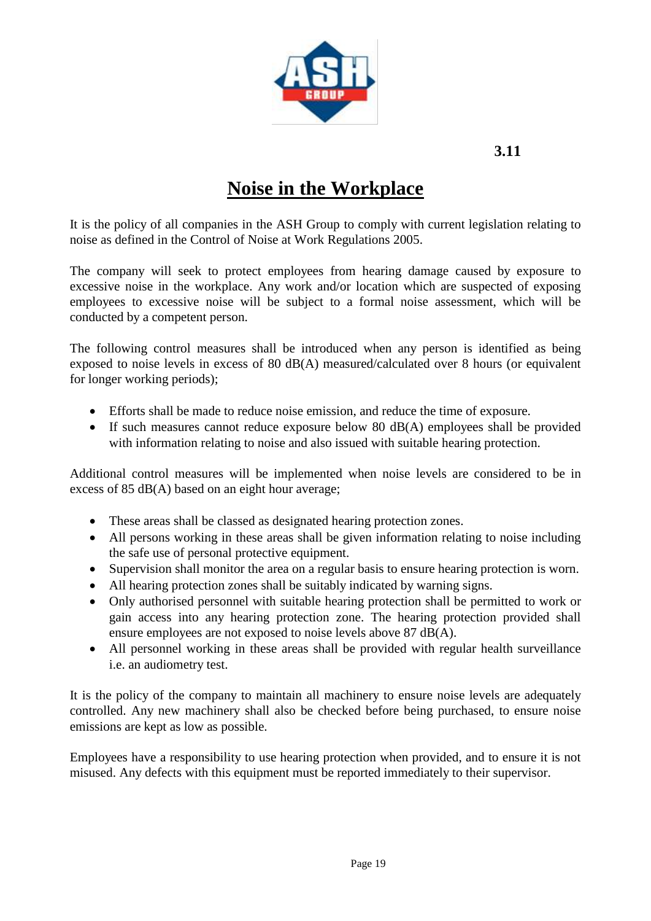3.11

# Noise in the Workplace

It is the policy of all companies in the ASH Group to comply with current legislation relating to noise as defined in the Control of Noise at Work Regulations 2005.

The company will seek to protect employees from hearing damage caused by exposure to excessive noise in the workplace. Any work and/or location which are suspected of exposing employees to excessive noise will be subject to a formal noise assessment, which will be conducted by a competent person.

The following control measures shall be introduced when any person is identified as being exposed to noise levels in excess of 80 dB(A) measured/calculated over 8 hours (or equivalent for longer working periods);

- Efforts shall be made to reduce noise emission, and reduce the time of exposure.
- If such measures cannot reduce exposure below 80 dB(A) employees shall be provided with information relating to noise and also issued with suitable hearing protection.

Additional control measures will be implemented when noise levels are considered to be in excess of 85 dB(A) based on an eight hour average;

- These areas shall be classed as designated hearing protection zones.
- All persons working in these areas shall be given information relating to noise including the safe use of personal protective equipment.
- Supervision shall monitor the area on a regular basis to ensure hearing protection is worn.
- All hearing protection zones shall be suitably indicated by warning signs.
- Only authorised personnel with suitable hearing protection shall be permitted to work or gain access into any hearing protection zone. The hearing protection provided shall ensure employees are not exposed to noise levels above 87 dB(A).
- All personnel working in these areas shall be provided with regular health surveillance i.e. an audiometry test.

It is the policy of the company to maintain all machinery to ensure noise levels are adequately controlled. Any new machinery shall also be checked before being purchased, to ensure noise emissions are kept as low as possible.

Employees have a responsibility to use hearing protection when provided, and to ensure it is not misused. Any defects with this equipment must be reported immediately to their supervisor.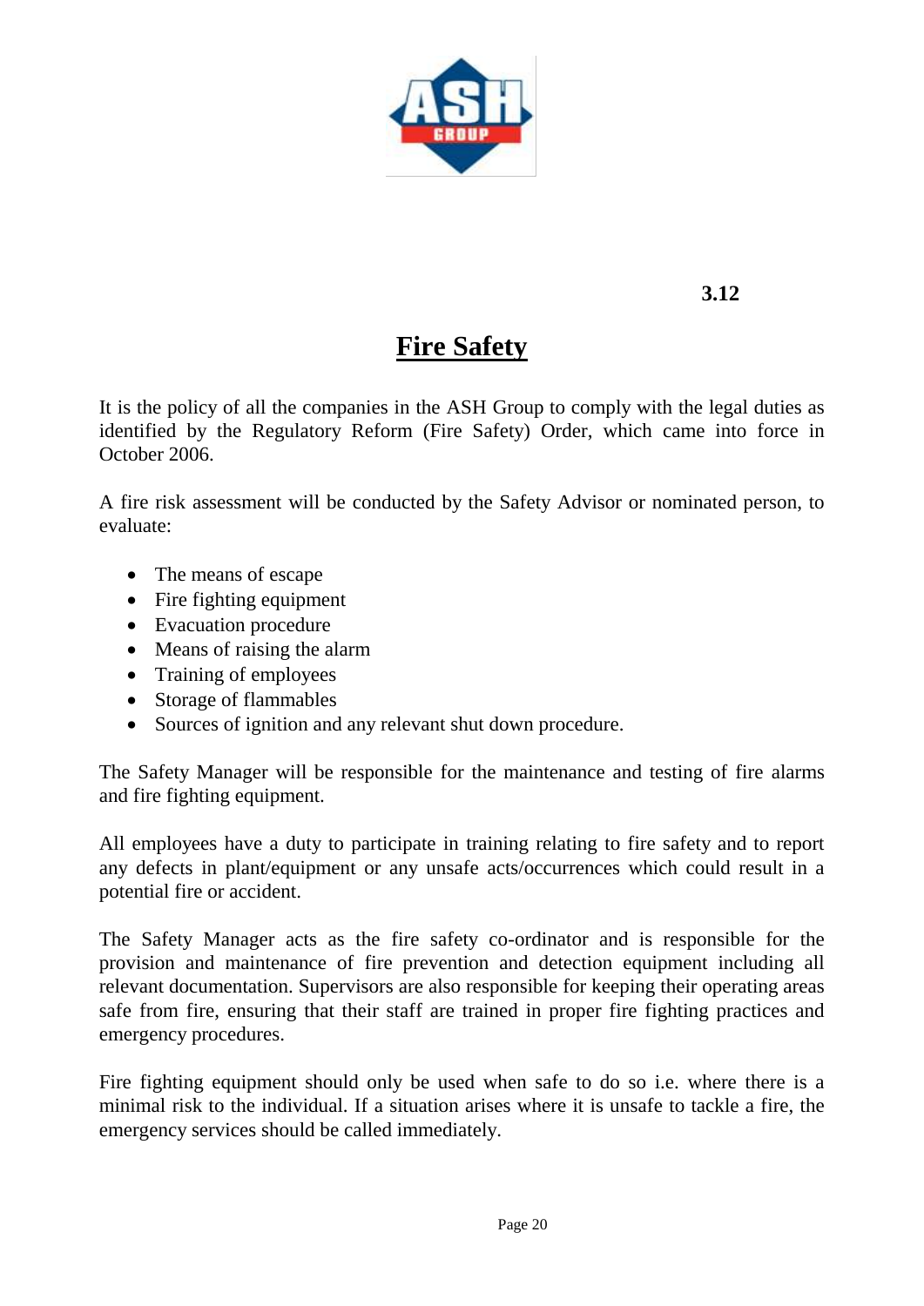3.12

# Fire Safety

It is the policy of all the companies in the ASH Group to comply with the legal duties as identified by the Regulatory Reform (Fire Safety) Order, which came into force in October 2006.

A fire risk assessment will be conducted by the Safety Advisor or nominated person, to evaluate:

- The means of escape
- Fire fighting equipment
- Evacuation procedure
- Means of raising the alarm
- Training of employees
- Storage of flammables
- Sources of ignition and any relevant shut down procedure.

The Safety Manager will be responsible for the maintenance and testing of fire alarms and fire fighting equipment.

All employees have a duty to participate in training relating to fire safety and to report any defects in plant/equipment or any unsafe acts/occurrences which could result in a potential fire or accident.

The Safety Manager acts as the fire safety co-ordinator and is responsible for the provision and maintenance of fire prevention and detection equipment including all relevant documentation. Supervisors are also responsible for keeping their operating areas safe from fire, ensuring that their staff are trained in proper fire fighting practices and emergency procedures.

Fire fighting equipment should only be used when safe to do so i.e. where there is a minimal risk to the individual. If a situation arises where it is unsafe to tackle a fire, the emergency services should be called immediately.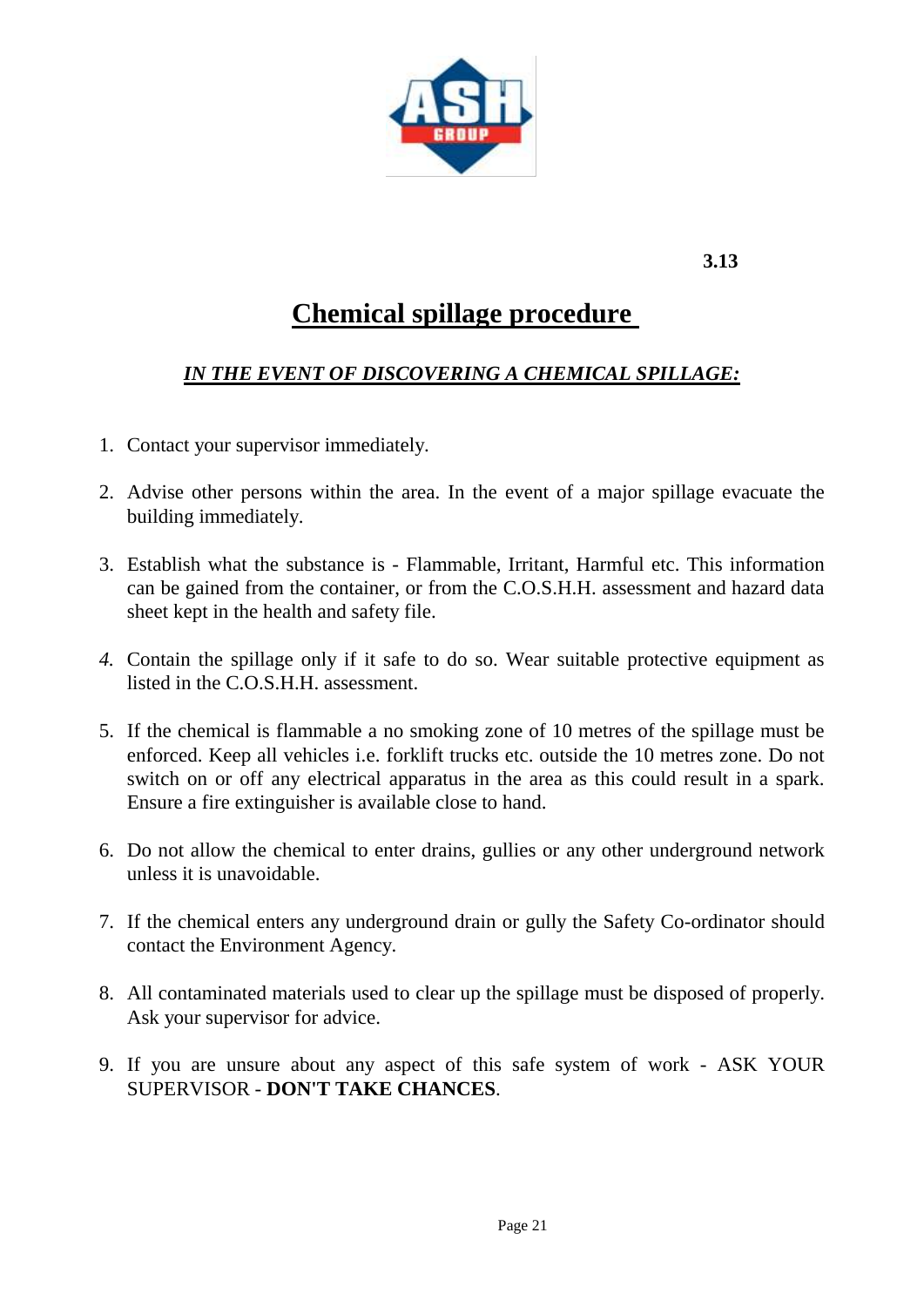**3.13**

# Chemical spillage procedure

## *IN THE EVENT OF DISCOVERING A CHEMICAL SPILLAGE:*

1. Contact your supervisor immediately.
2. Advise other persons within the area. In the event of a major spillage evacuate the building immediately.
3. Establish what the substance is - Flammable, Irritant, Harmful etc. This information can be gained from the container, or from the C.O.S.H.H. assessment and hazard data sheet kept in the health and safety file.
4. Contain the spillage only if it safe to do so. Wear suitable protective equipment as listed in the C.O.S.H.H. assessment.
5. If the chemical is flammable a no smoking zone of 10 metres of the spillage must be enforced. Keep all vehicles i.e. forklift trucks etc. outside the 10 metres zone. Do not switch on or off any electrical apparatus in the area as this could result in a spark. Ensure a fire extinguisher is available close to hand.
6. Do not allow the chemical to enter drains, gullies or any other underground network unless it is unavoidable.
7. If the chemical enters any underground drain or gully the Safety Co-ordinator should contact the Environment Agency.
8. All contaminated materials used to clear up the spillage must be disposed of properly. Ask your supervisor for advice.
9. If you are unsure about any aspect of this safe system of work - ASK YOUR SUPERVISOR - **DON'T TAKE CHANCES**.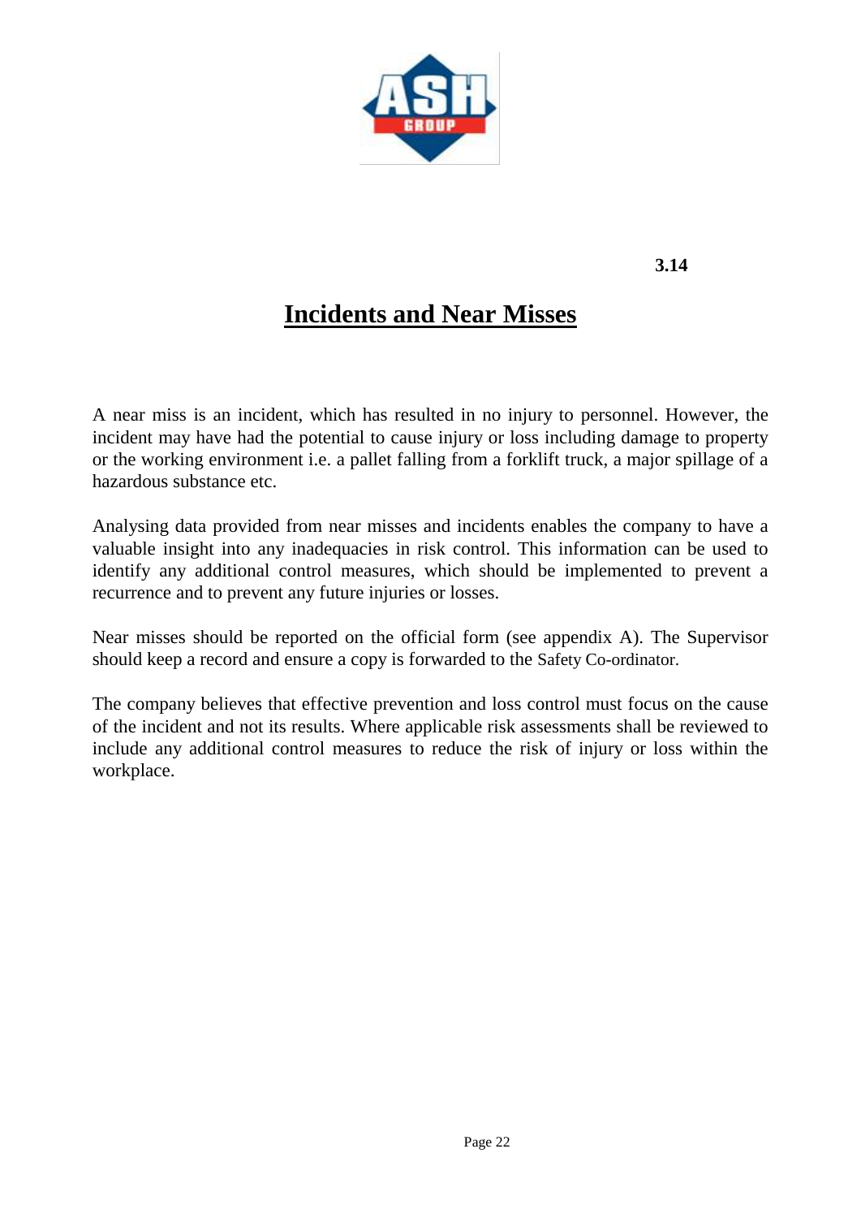**3.14**

# Incidents and Near Misses

A near miss is an incident, which has resulted in no injury to personnel. However, the incident may have had the potential to cause injury or loss including damage to property or the working environment i.e. a pallet falling from a forklift truck, a major spillage of a hazardous substance etc.

Analysing data provided from near misses and incidents enables the company to have a valuable insight into any inadequacies in risk control. This information can be used to identify any additional control measures, which should be implemented to prevent a recurrence and to prevent any future injuries or losses.

Near misses should be reported on the official form (see appendix A). The Supervisor should keep a record and ensure a copy is forwarded to the Safety Co-ordinator.

The company believes that effective prevention and loss control must focus on the cause of the incident and not its results. Where applicable risk assessments shall be reviewed to include any additional control measures to reduce the risk of injury or loss within the workplace.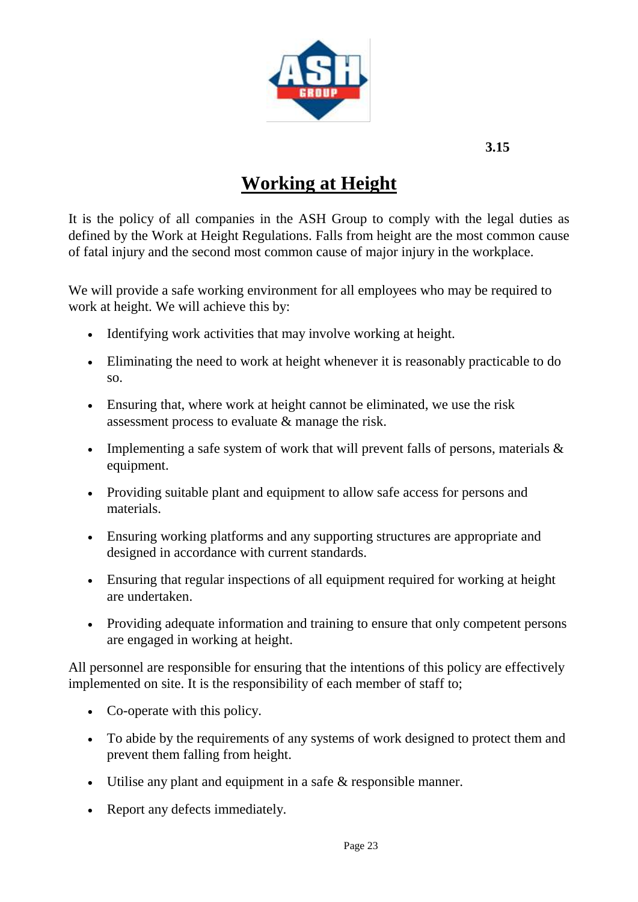**3.15**

# Working at Height

It is the policy of all companies in the ASH Group to comply with the legal duties as defined by the Work at Height Regulations. Falls from height are the most common cause of fatal injury and the second most common cause of major injury in the workplace.

We will provide a safe working environment for all employees who may be required to work at height. We will achieve this by:

- Identifying work activities that may involve working at height.
- Eliminating the need to work at height whenever it is reasonably practicable to do so.
- Ensuring that, where work at height cannot be eliminated, we use the risk assessment process to evaluate & manage the risk.
- Implementing a safe system of work that will prevent falls of persons, materials & equipment.
- Providing suitable plant and equipment to allow safe access for persons and materials.
- Ensuring working platforms and any supporting structures are appropriate and designed in accordance with current standards.
- Ensuring that regular inspections of all equipment required for working at height are undertaken.
- Providing adequate information and training to ensure that only competent persons are engaged in working at height.

All personnel are responsible for ensuring that the intentions of this policy are effectively implemented on site. It is the responsibility of each member of staff to;

- Co-operate with this policy.
- To abide by the requirements of any systems of work designed to protect them and prevent them falling from height.
- Utilise any plant and equipment in a safe & responsible manner.
- Report any defects immediately.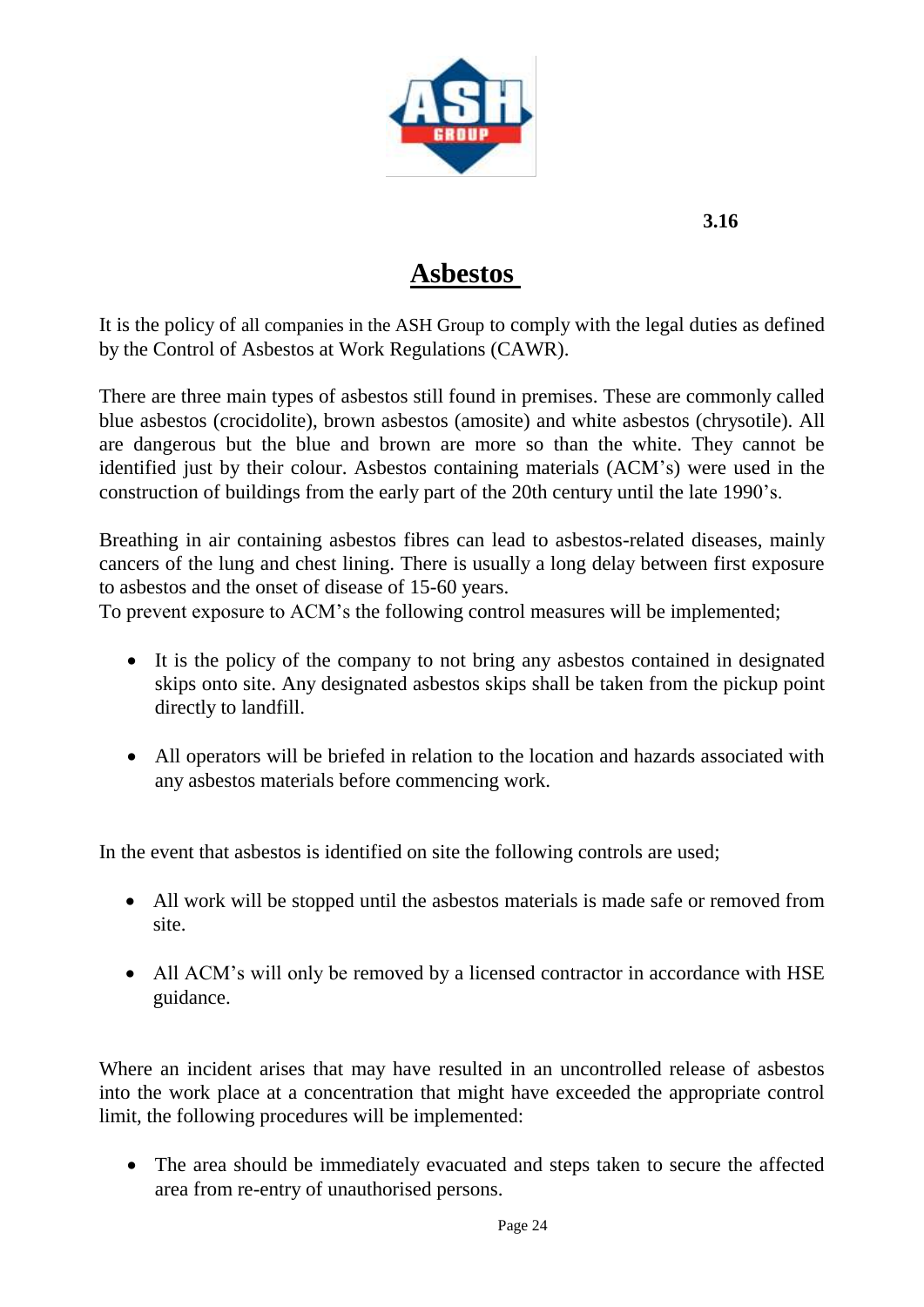3.16

# Asbestos

It is the policy of all companies in the ASH Group to comply with the legal duties as defined by the Control of Asbestos at Work Regulations (CAWR).

There are three main types of asbestos still found in premises. These are commonly called blue asbestos (crocidolite), brown asbestos (amosite) and white asbestos (chrysotile). All are dangerous but the blue and brown are more so than the white. They cannot be identified just by their colour. Asbestos containing materials (ACM's) were used in the construction of buildings from the early part of the 20th century until the late 1990's.

Breathing in air containing asbestos fibres can lead to asbestos-related diseases, mainly cancers of the lung and chest lining. There is usually a long delay between first exposure to asbestos and the onset of disease of 15-60 years.
To prevent exposure to ACM's the following control measures will be implemented;

- It is the policy of the company to not bring any asbestos contained in designated skips onto site. Any designated asbestos skips shall be taken from the pickup point directly to landfill.
- All operators will be briefed in relation to the location and hazards associated with any asbestos materials before commencing work.

In the event that asbestos is identified on site the following controls are used;

- All work will be stopped until the asbestos materials is made safe or removed from site.
- All ACM's will only be removed by a licensed contractor in accordance with HSE guidance.

Where an incident arises that may have resulted in an uncontrolled release of asbestos into the work place at a concentration that might have exceeded the appropriate control limit, the following procedures will be implemented:

- The area should be immediately evacuated and steps taken to secure the affected area from re-entry of unauthorised persons.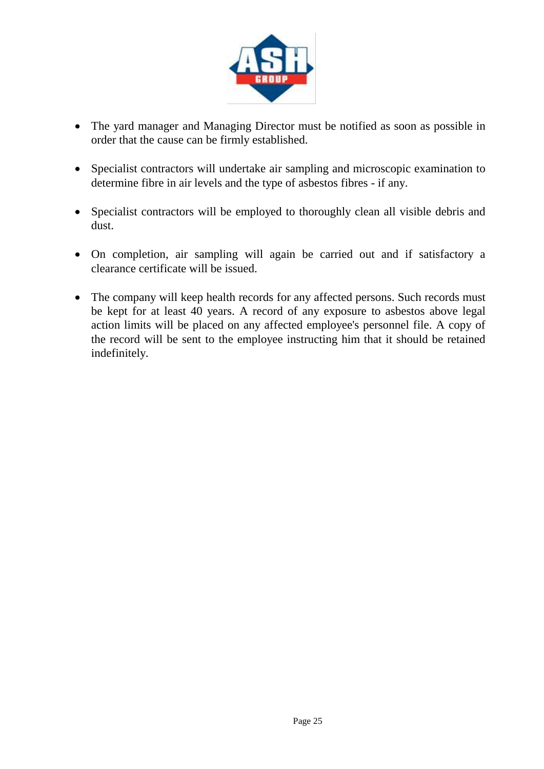- The yard manager and Managing Director must be notified as soon as possible in order that the cause can be firmly established.

- Specialist contractors will undertake air sampling and microscopic examination to determine fibre in air levels and the type of asbestos fibres - if any.

- Specialist contractors will be employed to thoroughly clean all visible debris and dust.

- On completion, air sampling will again be carried out and if satisfactory a clearance certificate will be issued.

- The company will keep health records for any affected persons. Such records must be kept for at least 40 years. A record of any exposure to asbestos above legal action limits will be placed on any affected employee's personnel file. A copy of the record will be sent to the employee instructing him that it should be retained indefinitely.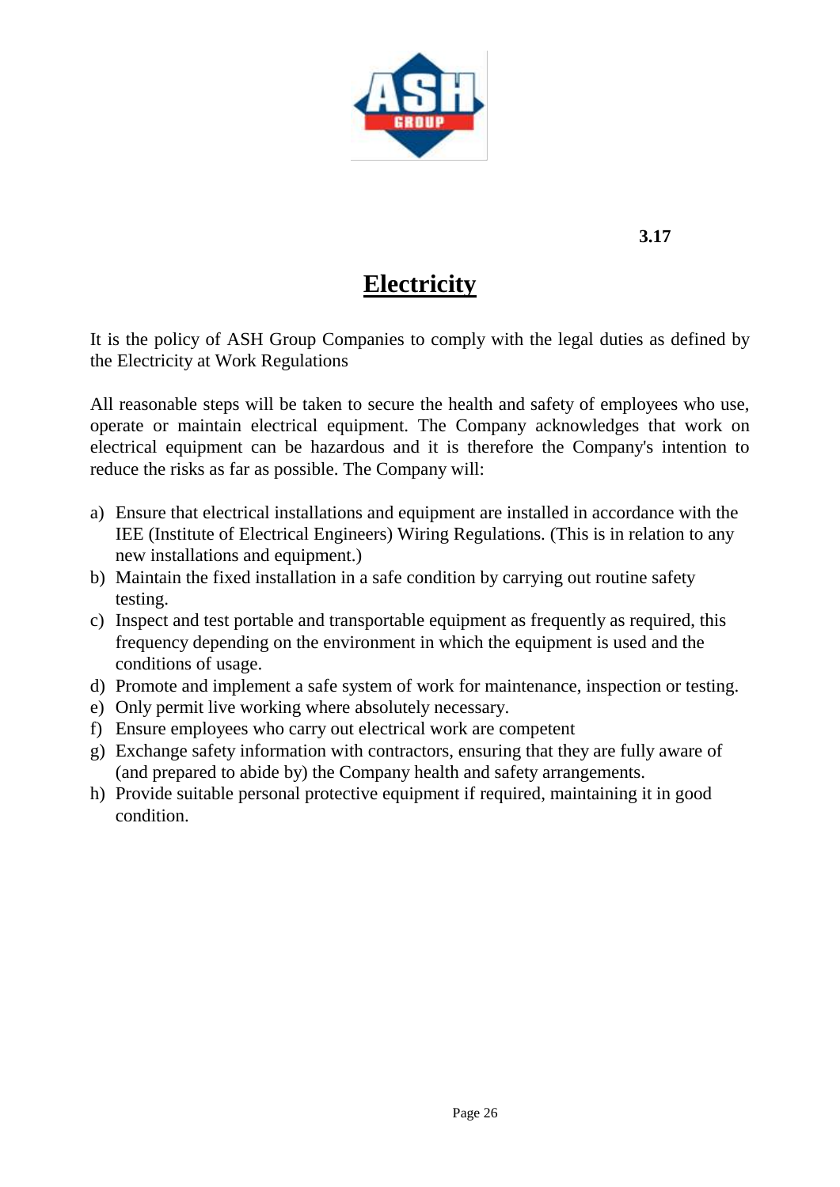**3.17**

# Electricity

It is the policy of ASH Group Companies to comply with the legal duties as defined by the Electricity at Work Regulations

All reasonable steps will be taken to secure the health and safety of employees who use, operate or maintain electrical equipment. The Company acknowledges that work on electrical equipment can be hazardous and it is therefore the Company's intention to reduce the risks as far as possible. The Company will:

a) Ensure that electrical installations and equipment are installed in accordance with the IEE (Institute of Electrical Engineers) Wiring Regulations. (This is in relation to any new installations and equipment.)
b) Maintain the fixed installation in a safe condition by carrying out routine safety testing.
c) Inspect and test portable and transportable equipment as frequently as required, this frequency depending on the environment in which the equipment is used and the conditions of usage.
d) Promote and implement a safe system of work for maintenance, inspection or testing.
e) Only permit live working where absolutely necessary.
f) Ensure employees who carry out electrical work are competent
g) Exchange safety information with contractors, ensuring that they are fully aware of (and prepared to abide by) the Company health and safety arrangements.
h) Provide suitable personal protective equipment if required, maintaining it in good condition.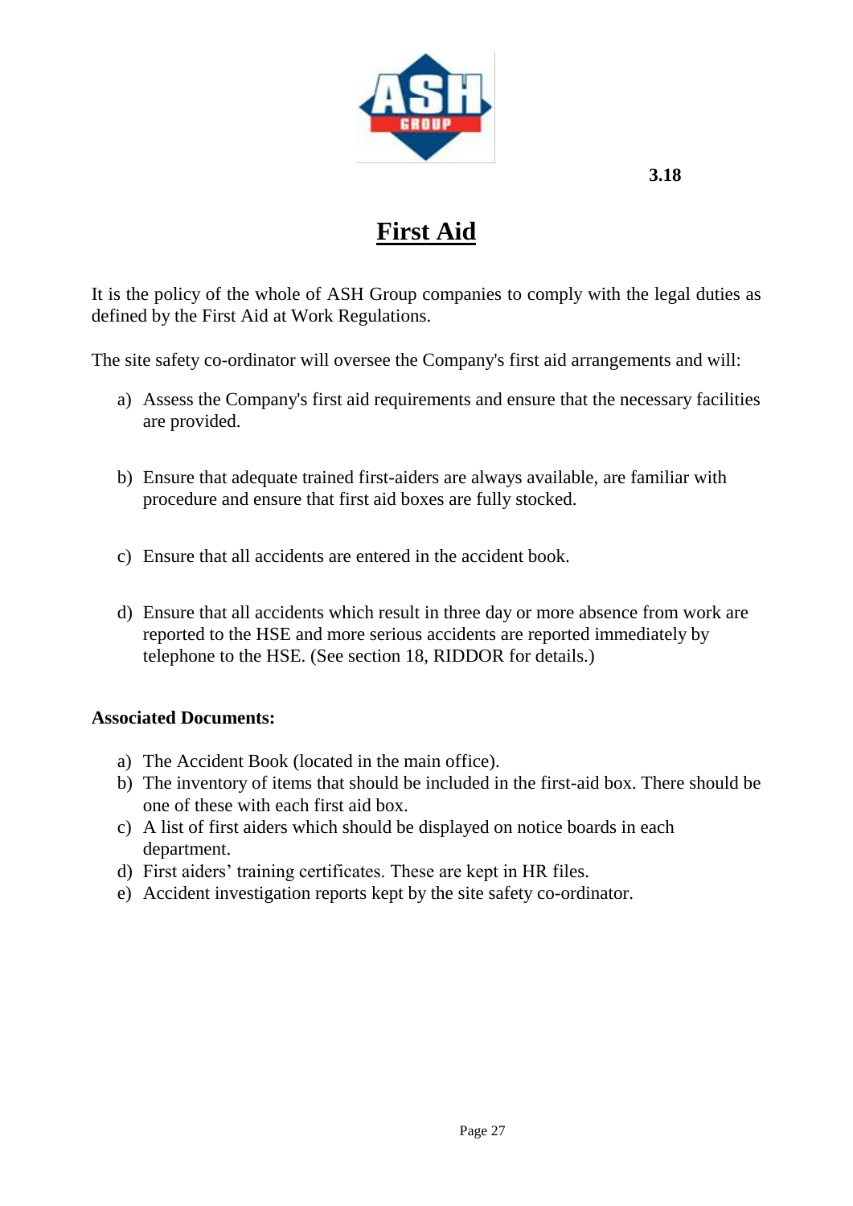3.18

# First Aid

It is the policy of the whole of ASH Group companies to comply with the legal duties as defined by the First Aid at Work Regulations.

The site safety co-ordinator will oversee the Company's first aid arrangements and will:

a) Assess the Company's first aid requirements and ensure that the necessary facilities are provided.

b) Ensure that adequate trained first-aiders are always available, are familiar with procedure and ensure that first aid boxes are fully stocked.

c) Ensure that all accidents are entered in the accident book.

d) Ensure that all accidents which result in three day or more absence from work are reported to the HSE and more serious accidents are reported immediately by telephone to the HSE. (See section 18, RIDDOR for details.)

**Associated Documents:**

a) The Accident Book (located in the main office).
b) The inventory of items that should be included in the first-aid box. There should be one of these with each first aid box.
c) A list of first aiders which should be displayed on notice boards in each department.
d) First aiders' training certificates. These are kept in HR files.
e) Accident investigation reports kept by the site safety co-ordinator.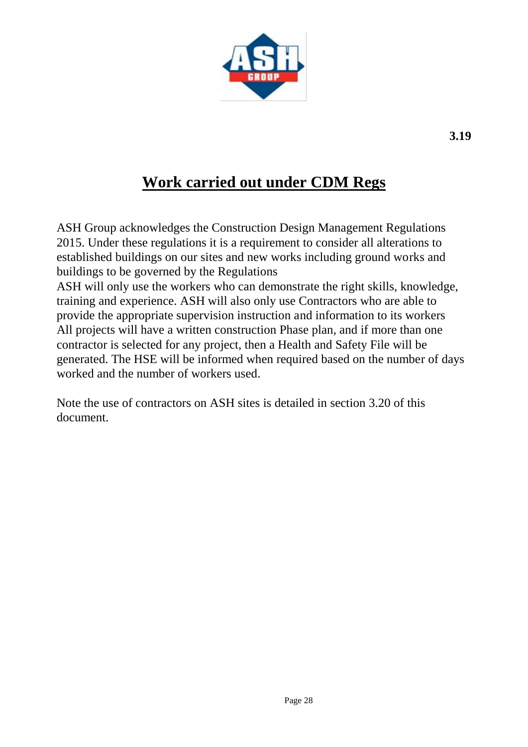**3.19**

# Work carried out under CDM Regs

ASH Group acknowledges the Construction Design Management Regulations 2015. Under these regulations it is a requirement to consider all alterations to established buildings on our sites and new works including ground works and buildings to be governed by the Regulations
ASH will only use the workers who can demonstrate the right skills, knowledge, training and experience. ASH will also only use Contractors who are able to provide the appropriate supervision instruction and information to its workers
All projects will have a written construction Phase plan, and if more than one contractor is selected for any project, then a Health and Safety File will be generated. The HSE will be informed when required based on the number of days worked and the number of workers used.

Note the use of contractors on ASH sites is detailed in section 3.20 of this document.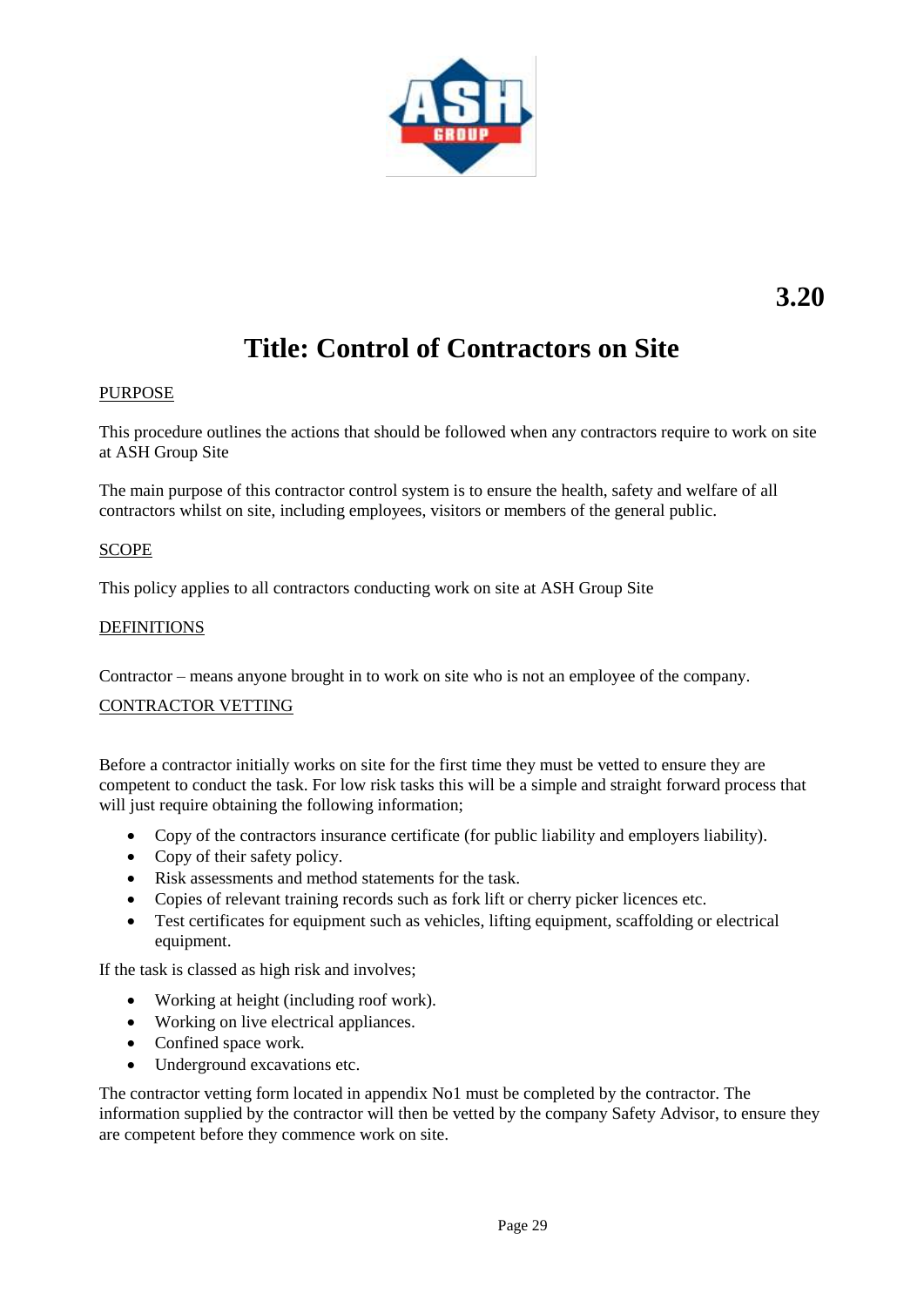3.20

# Title: Control of Contractors on Site

PURPOSE

This procedure outlines the actions that should be followed when any contractors require to work on site at ASH Group Site

The main purpose of this contractor control system is to ensure the health, safety and welfare of all contractors whilst on site, including employees, visitors or members of the general public.

SCOPE

This policy applies to all contractors conducting work on site at ASH Group Site

DEFINITIONS

Contractor – means anyone brought in to work on site who is not an employee of the company.

CONTRACTOR VETTING

Before a contractor initially works on site for the first time they must be vetted to ensure they are competent to conduct the task. For low risk tasks this will be a simple and straight forward process that will just require obtaining the following information;

- Copy of the contractors insurance certificate (for public liability and employers liability).
- Copy of their safety policy.
- Risk assessments and method statements for the task.
- Copies of relevant training records such as fork lift or cherry picker licences etc.
- Test certificates for equipment such as vehicles, lifting equipment, scaffolding or electrical equipment.

If the task is classed as high risk and involves;

- Working at height (including roof work).
- Working on live electrical appliances.
- Confined space work.
- Underground excavations etc.

The contractor vetting form located in appendix No1 must be completed by the contractor. The information supplied by the contractor will then be vetted by the company Safety Advisor, to ensure they are competent before they commence work on site.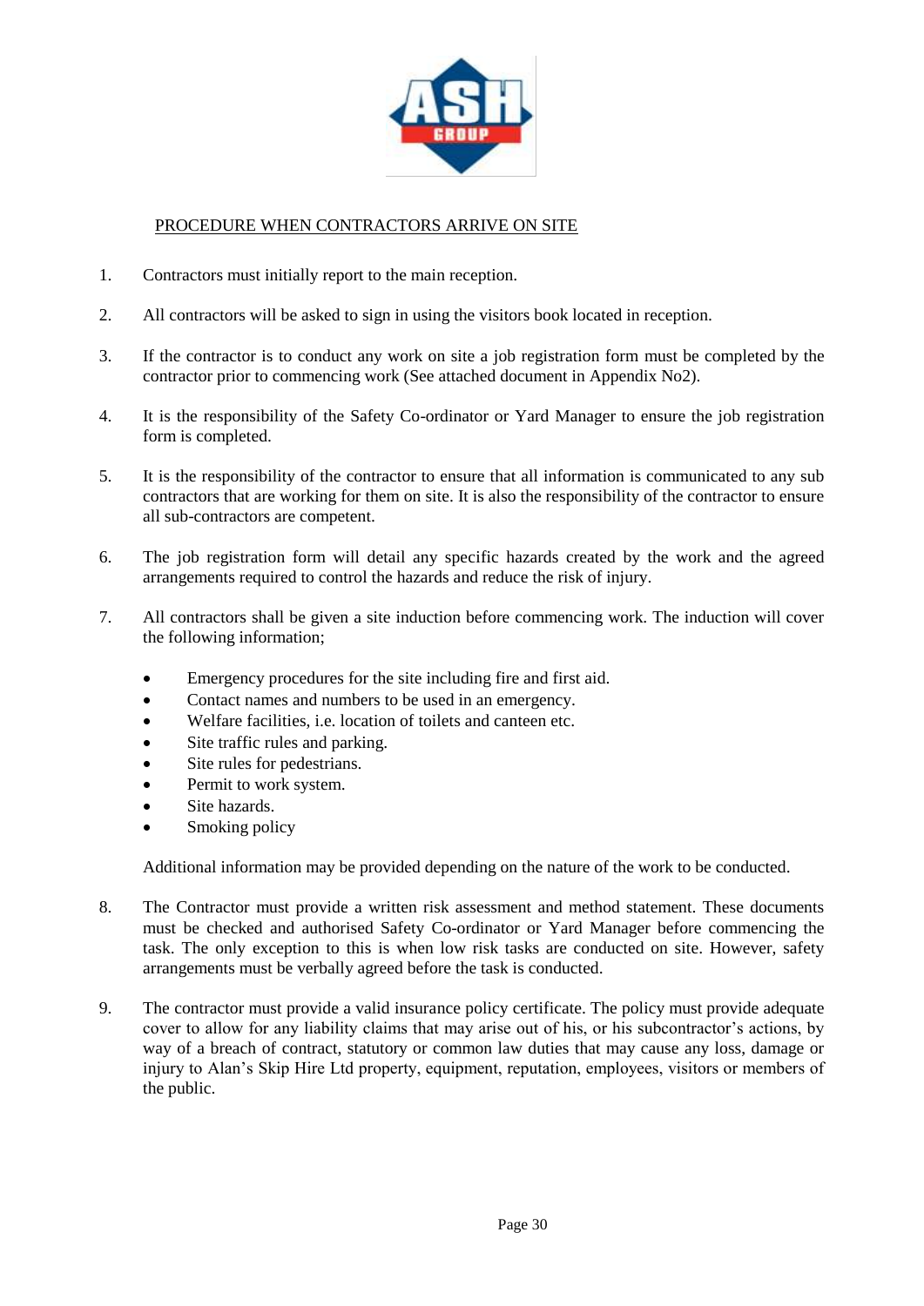## PROCEDURE WHEN CONTRACTORS ARRIVE ON SITE

1. Contractors must initially report to the main reception.

2. All contractors will be asked to sign in using the visitors book located in reception.

3. If the contractor is to conduct any work on site a job registration form must be completed by the contractor prior to commencing work (See attached document in Appendix No2).

4. It is the responsibility of the Safety Co-ordinator or Yard Manager to ensure the job registration form is completed.

5. It is the responsibility of the contractor to ensure that all information is communicated to any sub contractors that are working for them on site. It is also the responsibility of the contractor to ensure all sub-contractors are competent.

6. The job registration form will detail any specific hazards created by the work and the agreed arrangements required to control the hazards and reduce the risk of injury.

7. All contractors shall be given a site induction before commencing work. The induction will cover the following information;

   - Emergency procedures for the site including fire and first aid.
   - Contact names and numbers to be used in an emergency.
   - Welfare facilities, i.e. location of toilets and canteen etc.
   - Site traffic rules and parking.
   - Site rules for pedestrians.
   - Permit to work system.
   - Site hazards.
   - Smoking policy

   Additional information may be provided depending on the nature of the work to be conducted.

8. The Contractor must provide a written risk assessment and method statement. These documents must be checked and authorised Safety Co-ordinator or Yard Manager before commencing the task. The only exception to this is when low risk tasks are conducted on site. However, safety arrangements must be verbally agreed before the task is conducted.

9. The contractor must provide a valid insurance policy certificate. The policy must provide adequate cover to allow for any liability claims that may arise out of his, or his subcontractor's actions, by way of a breach of contract, statutory or common law duties that may cause any loss, damage or injury to Alan's Skip Hire Ltd property, equipment, reputation, employees, visitors or members of the public.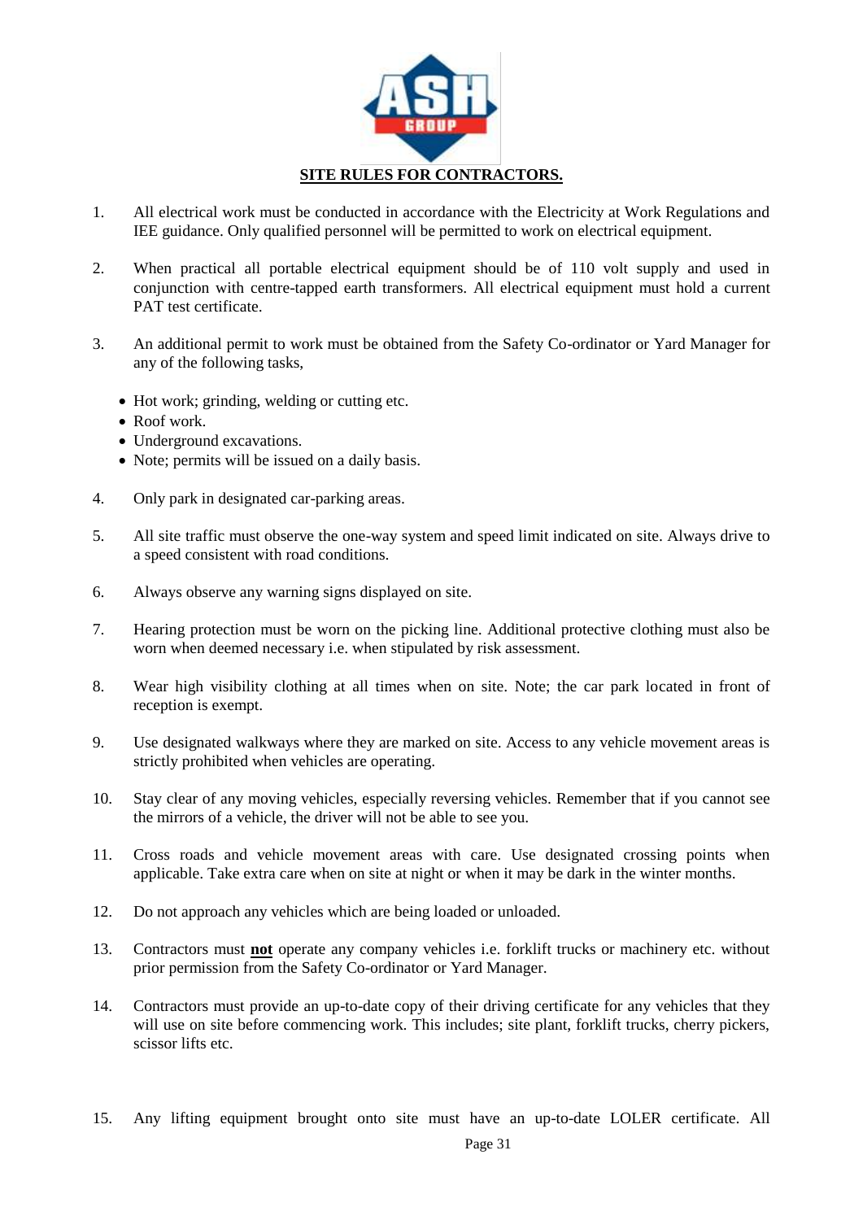# SITE RULES FOR CONTRACTORS.

1. All electrical work must be conducted in accordance with the Electricity at Work Regulations and IEE guidance. Only qualified personnel will be permitted to work on electrical equipment.

2. When practical all portable electrical equipment should be of 110 volt supply and used in conjunction with centre-tapped earth transformers. All electrical equipment must hold a current PAT test certificate.

3. An additional permit to work must be obtained from the Safety Co-ordinator or Yard Manager for any of the following tasks,
   - Hot work; grinding, welding or cutting etc.
   - Roof work.
   - Underground excavations.
   - Note; permits will be issued on a daily basis.

4. Only park in designated car-parking areas.

5. All site traffic must observe the one-way system and speed limit indicated on site. Always drive to a speed consistent with road conditions.

6. Always observe any warning signs displayed on site.

7. Hearing protection must be worn on the picking line. Additional protective clothing must also be worn when deemed necessary i.e. when stipulated by risk assessment.

8. Wear high visibility clothing at all times when on site. Note; the car park located in front of reception is exempt.

9. Use designated walkways where they are marked on site. Access to any vehicle movement areas is strictly prohibited when vehicles are operating.

10. Stay clear of any moving vehicles, especially reversing vehicles. Remember that if you cannot see the mirrors of a vehicle, the driver will not be able to see you.

11. Cross roads and vehicle movement areas with care. Use designated crossing points when applicable. Take extra care when on site at night or when it may be dark in the winter months.

12. Do not approach any vehicles which are being loaded or unloaded.

13. Contractors must **not** operate any company vehicles i.e. forklift trucks or machinery etc. without prior permission from the Safety Co-ordinator or Yard Manager.

14. Contractors must provide an up-to-date copy of their driving certificate for any vehicles that they will use on site before commencing work. This includes; site plant, forklift trucks, cherry pickers, scissor lifts etc.

15. Any lifting equipment brought onto site must have an up-to-date LOLER certificate. All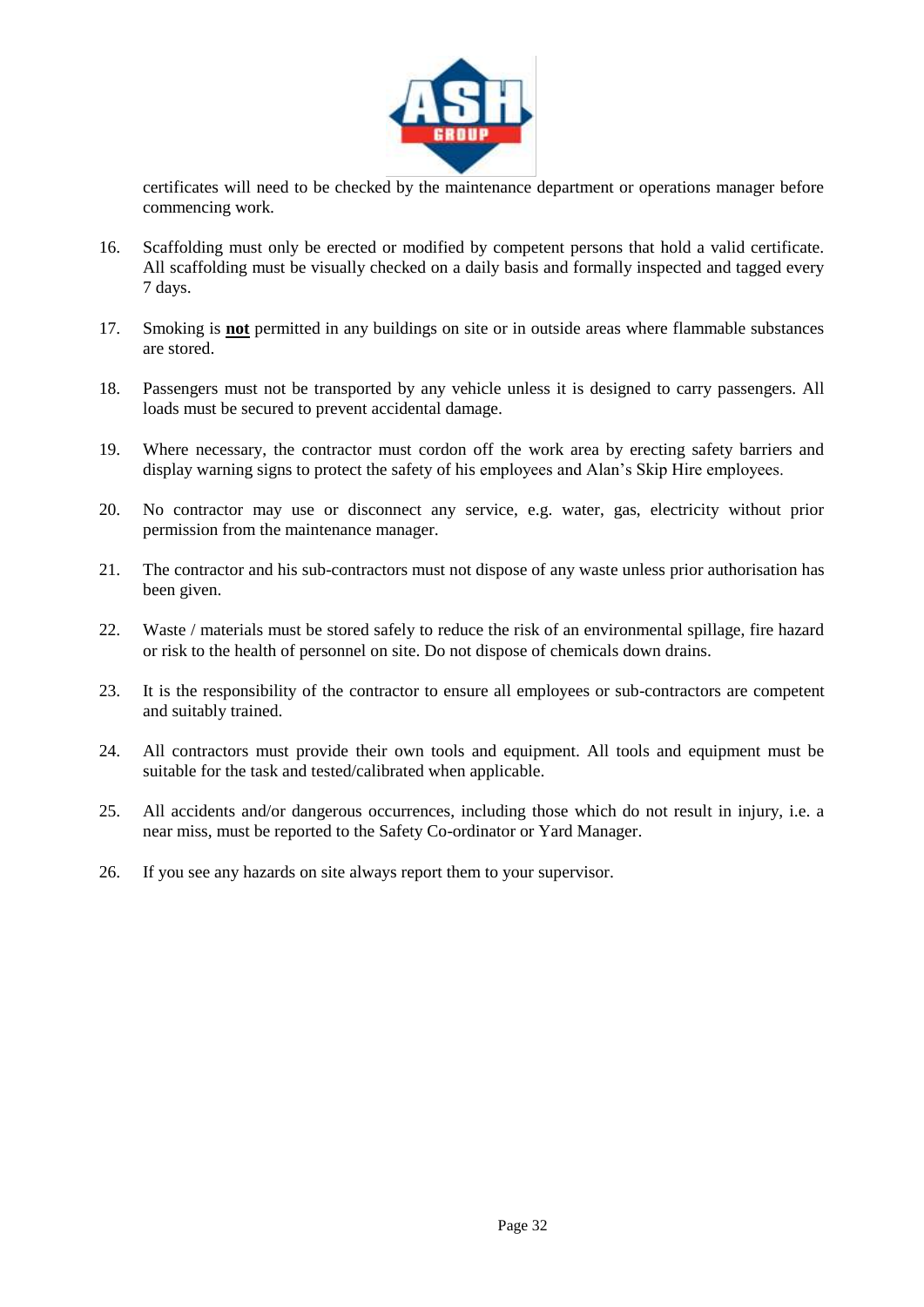certificates will need to be checked by the maintenance department or operations manager before commencing work.

16. Scaffolding must only be erected or modified by competent persons that hold a valid certificate. All scaffolding must be visually checked on a daily basis and formally inspected and tagged every 7 days.

17. Smoking is **not** permitted in any buildings on site or in outside areas where flammable substances are stored.

18. Passengers must not be transported by any vehicle unless it is designed to carry passengers. All loads must be secured to prevent accidental damage.

19. Where necessary, the contractor must cordon off the work area by erecting safety barriers and display warning signs to protect the safety of his employees and Alan's Skip Hire employees.

20. No contractor may use or disconnect any service, e.g. water, gas, electricity without prior permission from the maintenance manager.

21. The contractor and his sub-contractors must not dispose of any waste unless prior authorisation has been given.

22. Waste / materials must be stored safely to reduce the risk of an environmental spillage, fire hazard or risk to the health of personnel on site. Do not dispose of chemicals down drains.

23. It is the responsibility of the contractor to ensure all employees or sub-contractors are competent and suitably trained.

24. All contractors must provide their own tools and equipment. All tools and equipment must be suitable for the task and tested/calibrated when applicable.

25. All accidents and/or dangerous occurrences, including those which do not result in injury, i.e. a near miss, must be reported to the Safety Co-ordinator or Yard Manager.

26. If you see any hazards on site always report them to your supervisor.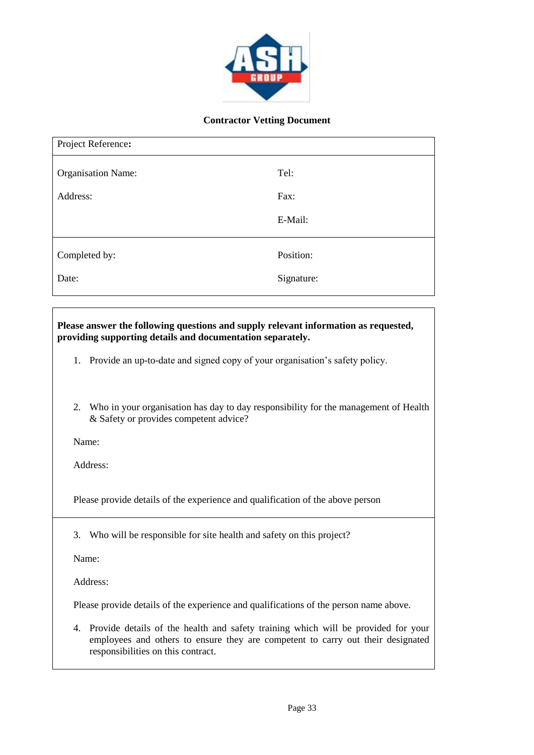**Contractor Vetting Document**

| Project Reference: | |
|---|---|
| Organisation Name: | Tel: |
| Address: | Fax: |
| | E-Mail: |
| Completed by: | Position: |
| Date: | Signature: |

**Please answer the following questions and supply relevant information as requested, providing supporting details and documentation separately.**

1. Provide an up-to-date and signed copy of your organisation's safety policy.

2. Who in your organisation has day to day responsibility for the management of Health & Safety or provides competent advice?

   Name:

   Address:

   Please provide details of the experience and qualification of the above person

3. Who will be responsible for site health and safety on this project?

   Name:

   Address:

   Please provide details of the experience and qualifications of the person name above.

4. Provide details of the health and safety training which will be provided for your employees and others to ensure they are competent to carry out their designated responsibilities on this contract.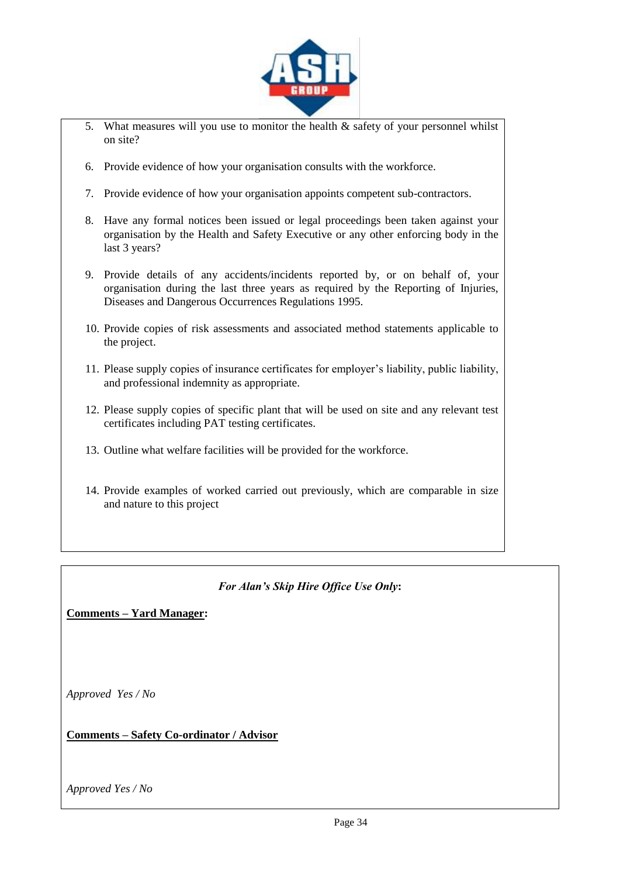5. What measures will you use to monitor the health & safety of your personnel whilst on site?

6. Provide evidence of how your organisation consults with the workforce.

7. Provide evidence of how your organisation appoints competent sub-contractors.

8. Have any formal notices been issued or legal proceedings been taken against your organisation by the Health and Safety Executive or any other enforcing body in the last 3 years?

9. Provide details of any accidents/incidents reported by, or on behalf of, your organisation during the last three years as required by the Reporting of Injuries, Diseases and Dangerous Occurrences Regulations 1995.

10. Provide copies of risk assessments and associated method statements applicable to the project.

11. Please supply copies of insurance certificates for employer's liability, public liability, and professional indemnity as appropriate.

12. Please supply copies of specific plant that will be used on site and any relevant test certificates including PAT testing certificates.

13. Outline what welfare facilities will be provided for the workforce.

14. Provide examples of worked carried out previously, which are comparable in size and nature to this project

***For Alan's Skip Hire Office Use Only*:**

**Comments – Yard Manager:**

*Approved Yes / No*

**Comments – Safety Co-ordinator / Advisor**

*Approved Yes / No*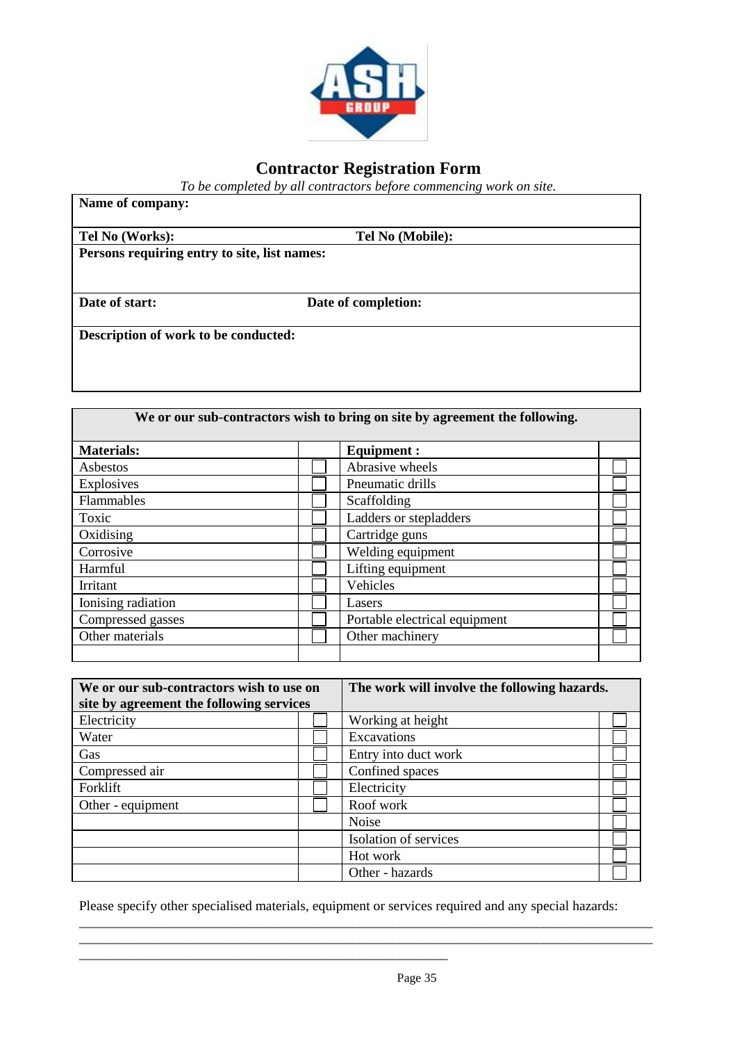# Contractor Registration Form

*To be completed by all contractors before commencing work on site.*

| | |
|---|---|
| **Name of company:** | |
| **Tel No (Works):** | **Tel No (Mobile):** |
| **Persons requiring entry to site, list names:** | |
| **Date of start:** | **Date of completion:** |
| **Description of work to be conducted:** | |

**We or our sub-contractors wish to bring on site by agreement the following.**

| **Materials:** | | **Equipment :** | |
|---|---|---|---|
| Asbestos | ☐ | Abrasive wheels | ☐ |
| Explosives | ☐ | Pneumatic drills | ☐ |
| Flammables | ☐ | Scaffolding | ☐ |
| Toxic | ☐ | Ladders or stepladders | ☐ |
| Oxidising | ☐ | Cartridge guns | ☐ |
| Corrosive | ☐ | Welding equipment | ☐ |
| Harmful | ☐ | Lifting equipment | ☐ |
| Irritant | ☐ | Vehicles | ☐ |
| Ionising radiation | ☐ | Lasers | ☐ |
| Compressed gasses | ☐ | Portable electrical equipment | ☐ |
| Other materials | ☐ | Other machinery | ☐ |
| | | | |

| **We or our sub-contractors wish to use on site by agreement the following services** | | **The work will involve the following hazards.** | |
|---|---|---|---|
| Electricity | ☐ | Working at height | ☐ |
| Water | ☐ | Excavations | ☐ |
| Gas | ☐ | Entry into duct work | ☐ |
| Compressed air | ☐ | Confined spaces | ☐ |
| Forklift | ☐ | Electricity | ☐ |
| Other - equipment | ☐ | Roof work | ☐ |
| | | Noise | ☐ |
| | | Isolation of services | ☐ |
| | | Hot work | ☐ |
| | | Other - hazards | ☐ |

Please specify other specialised materials, equipment or services required and any special hazards:

_______________________________________________________________________________

_______________________________________________________________________________

__________________________________________________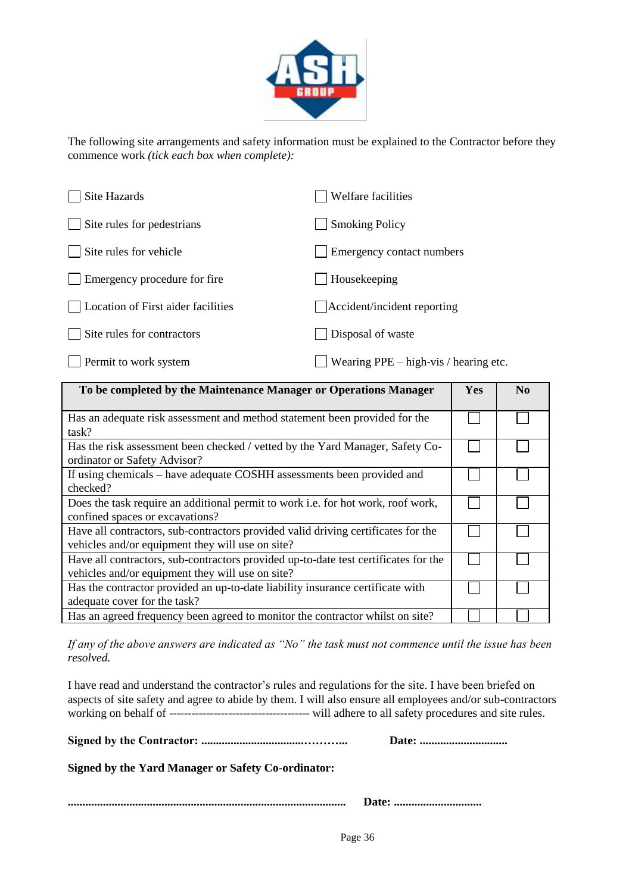The following site arrangements and safety information must be explained to the Contractor before they commence work *(tick each box when complete)*:

- ☐ Site Hazards
- ☐ Site rules for pedestrians
- ☐ Site rules for vehicle
- ☐ Emergency procedure for fire
- ☐ Location of First aider facilities
- ☐ Site rules for contractors
- ☐ Permit to work system
- ☐ Welfare facilities
- ☐ Smoking Policy
- ☐ Emergency contact numbers
- ☐ Housekeeping
- ☐ Accident/incident reporting
- ☐ Disposal of waste
- ☐ Wearing PPE – high-vis / hearing etc.

| To be completed by the Maintenance Manager or Operations Manager | Yes | No |
|---|---|---|
| Has an adequate risk assessment and method statement been provided for the task? | ☐ | ☐ |
| Has the risk assessment been checked / vetted by the Yard Manager, Safety Co-ordinator or Safety Advisor? | ☐ | ☐ |
| If using chemicals – have adequate COSHH assessments been provided and checked? | ☐ | ☐ |
| Does the task require an additional permit to work i.e. for hot work, roof work, confined spaces or excavations? | ☐ | ☐ |
| Have all contractors, sub-contractors provided valid driving certificates for the vehicles and/or equipment they will use on site? | ☐ | ☐ |
| Have all contractors, sub-contractors provided up-to-date test certificates for the vehicles and/or equipment they will use on site? | ☐ | ☐ |
| Has the contractor provided an up-to-date liability insurance certificate with adequate cover for the task? | ☐ | ☐ |
| Has an agreed frequency been agreed to monitor the contractor whilst on site? | ☐ | ☐ |

*If any of the above answers are indicated as "No" the task must not commence until the issue has been resolved.*

I have read and understand the contractor's rules and regulations for the site. I have been briefed on aspects of site safety and agree to abide by them. I will also ensure all employees and/or sub-contractors working on behalf of ------------------------------------- will adhere to all safety procedures and site rules.

**Signed by the Contractor: ..................................………..** **Date: ..............................**

**Signed by the Yard Manager or Safety Co-ordinator:**

**.............................................................................................** **Date: ..............................**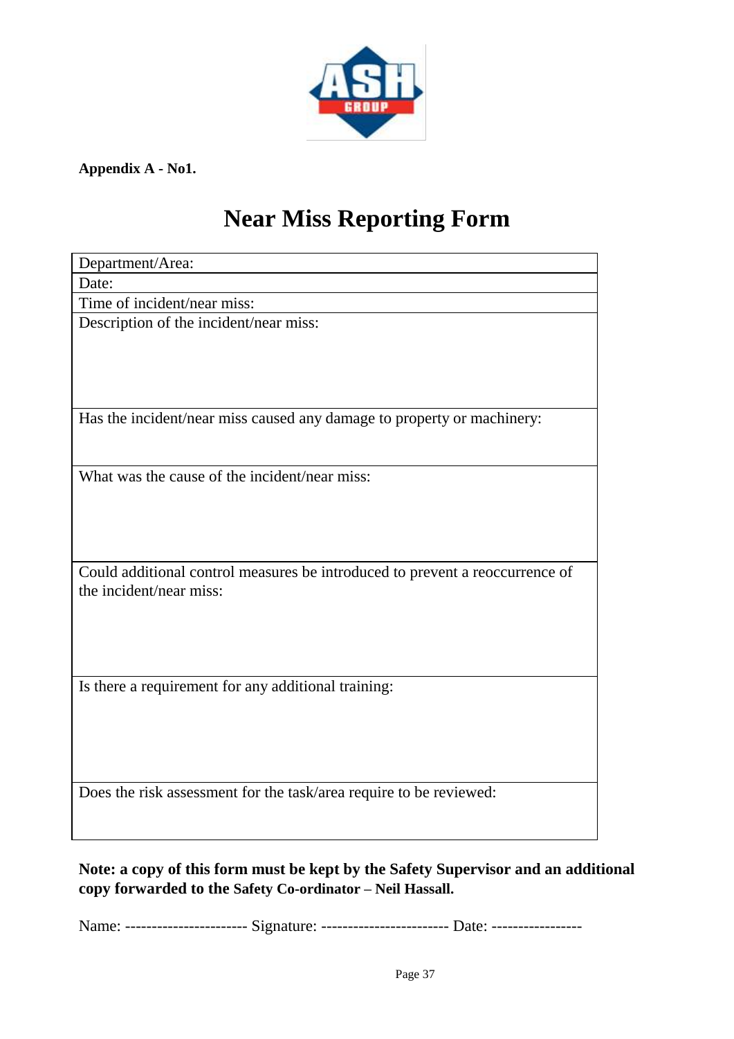**Appendix A - No1.**

# Near Miss Reporting Form

| |
|---|
| Department/Area: |
| Date: |
| Time of incident/near miss: |
| Description of the incident/near miss: |
| Has the incident/near miss caused any damage to property or machinery: |
| What was the cause of the incident/near miss: |
| Could additional control measures be introduced to prevent a reoccurrence of the incident/near miss: |
| Is there a requirement for any additional training: |
| Does the risk assessment for the task/area require to be reviewed: |

**Note: a copy of this form must be kept by the Safety Supervisor and an additional copy forwarded to the Safety Co-ordinator – Neil Hassall.**

Name: ---------------------- Signature: ----------------------- Date: ----------------